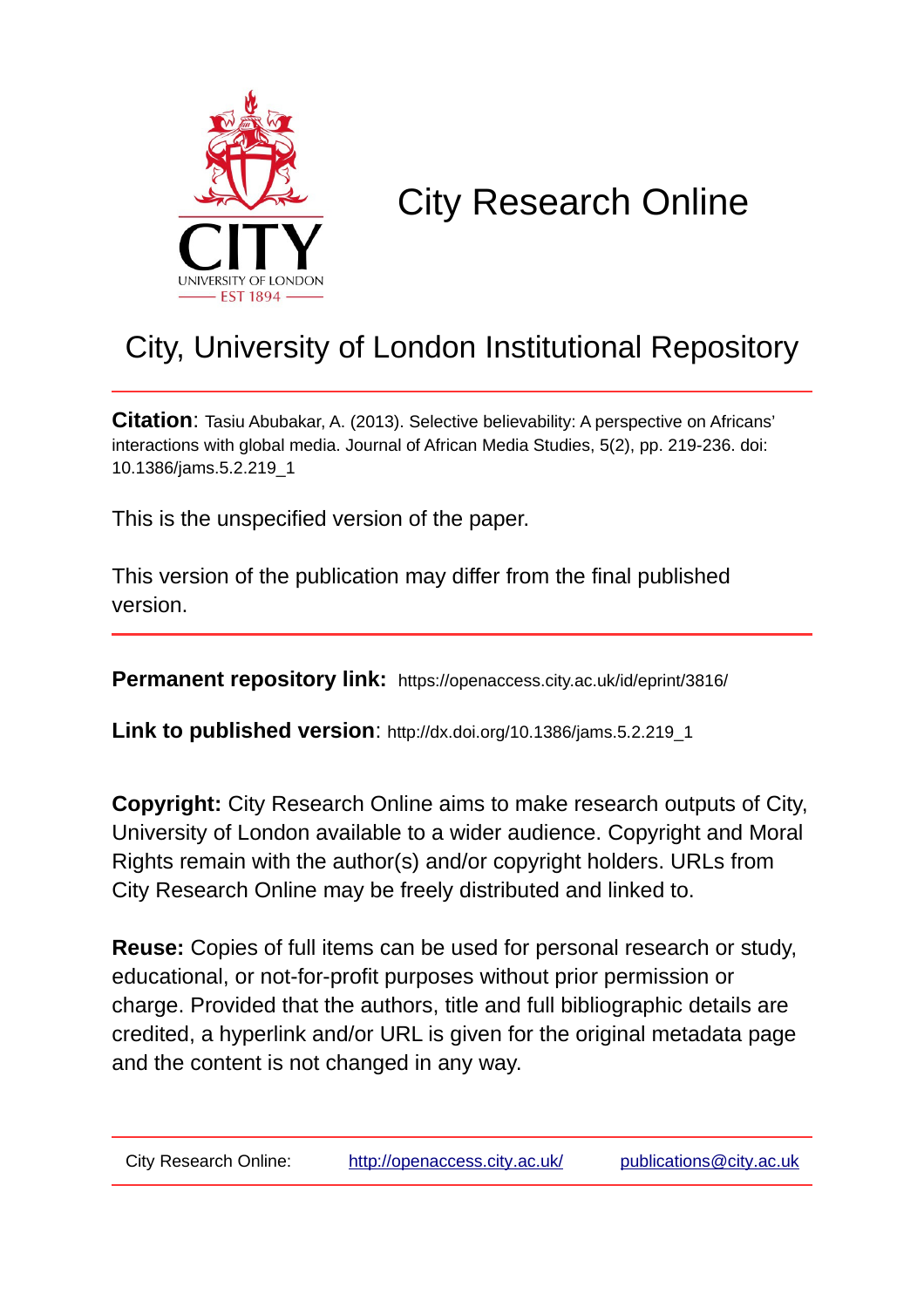# City Research Online

## City, University of London Institutional Repository

**Citation**: Tasiu Abubakar, A. (2013). Selective believability: A perspective on Africans' interactions with global media. Journal of African Media Studies, 5(2), pp. 219-236. doi: 10.1386/jams.5.2.219_1

This is the unspecified version of the paper.

This version of the publication may differ from the final published version.

---

**Permanent repository link:** https://openaccess.city.ac.uk/id/eprint/3816/

**Link to published version**: http://dx.doi.org/10.1386/jams.5.2.219_1

**Copyright:** City Research Online aims to make research outputs of City, University of London available to a wider audience. Copyright and Moral Rights remain with the author(s) and/or copyright holders. URLs from City Research Online may be freely distributed and linked to.

**Reuse:** Copies of full items can be used for personal research or study, educational, or not-for-profit purposes without prior permission or charge. Provided that the authors, title and full bibliographic details are credited, a hyperlink and/or URL is given for the original metadata page and the content is not changed in any way.

---

City Research Online: http://openaccess.city.ac.uk/ publications@city.ac.uk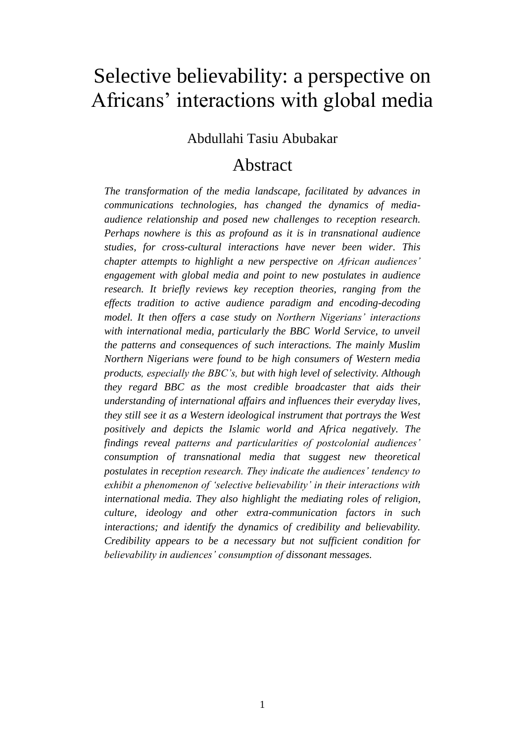# Selective believability: a perspective on Africans' interactions with global media

Abdullahi Tasiu Abubakar

## Abstract

*The transformation of the media landscape, facilitated by advances in communications technologies, has changed the dynamics of media-audience relationship and posed new challenges to reception research. Perhaps nowhere is this as profound as it is in transnational audience studies, for cross-cultural interactions have never been wider. This chapter attempts to highlight a new perspective on African audiences' engagement with global media and point to new postulates in audience research. It briefly reviews key reception theories, ranging from the effects tradition to active audience paradigm and encoding-decoding model. It then offers a case study on Northern Nigerians' interactions with international media, particularly the BBC World Service, to unveil the patterns and consequences of such interactions. The mainly Muslim Northern Nigerians were found to be high consumers of Western media products, especially the BBC's, but with high level of selectivity. Although they regard BBC as the most credible broadcaster that aids their understanding of international affairs and influences their everyday lives, they still see it as a Western ideological instrument that portrays the West positively and depicts the Islamic world and Africa negatively. The findings reveal patterns and particularities of postcolonial audiences' consumption of transnational media that suggest new theoretical postulates in reception research. They indicate the audiences' tendency to exhibit a phenomenon of 'selective believability' in their interactions with international media. They also highlight the mediating roles of religion, culture, ideology and other extra-communication factors in such interactions; and identify the dynamics of credibility and believability. Credibility appears to be a necessary but not sufficient condition for believability in audiences' consumption of dissonant messages.*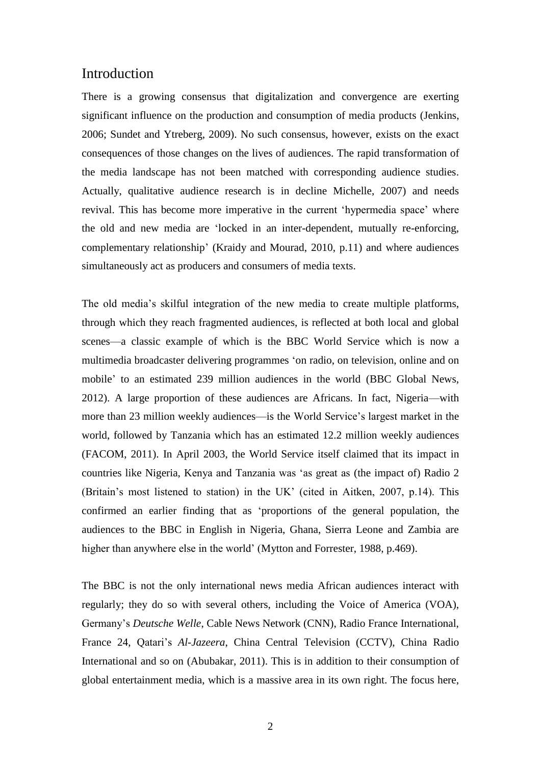# Introduction

There is a growing consensus that digitalization and convergence are exerting significant influence on the production and consumption of media products (Jenkins, 2006; Sundet and Ytreberg, 2009). No such consensus, however, exists on the exact consequences of those changes on the lives of audiences. The rapid transformation of the media landscape has not been matched with corresponding audience studies. Actually, qualitative audience research is in decline Michelle, 2007) and needs revival. This has become more imperative in the current 'hypermedia space' where the old and new media are 'locked in an inter-dependent, mutually re-enforcing, complementary relationship' (Kraidy and Mourad, 2010, p.11) and where audiences simultaneously act as producers and consumers of media texts.

The old media's skilful integration of the new media to create multiple platforms, through which they reach fragmented audiences, is reflected at both local and global scenes—a classic example of which is the BBC World Service which is now a multimedia broadcaster delivering programmes 'on radio, on television, online and on mobile' to an estimated 239 million audiences in the world (BBC Global News, 2012). A large proportion of these audiences are Africans. In fact, Nigeria—with more than 23 million weekly audiences—is the World Service's largest market in the world, followed by Tanzania which has an estimated 12.2 million weekly audiences (FACOM, 2011). In April 2003, the World Service itself claimed that its impact in countries like Nigeria, Kenya and Tanzania was 'as great as (the impact of) Radio 2 (Britain's most listened to station) in the UK' (cited in Aitken, 2007, p.14). This confirmed an earlier finding that as 'proportions of the general population, the audiences to the BBC in English in Nigeria, Ghana, Sierra Leone and Zambia are higher than anywhere else in the world' (Mytton and Forrester, 1988, p.469).

The BBC is not the only international news media African audiences interact with regularly; they do so with several others, including the Voice of America (VOA), Germany's *Deutsche Welle*, Cable News Network (CNN), Radio France International, France 24, Qatari's *Al-Jazeera*, China Central Television (CCTV), China Radio International and so on (Abubakar, 2011). This is in addition to their consumption of global entertainment media, which is a massive area in its own right. The focus here,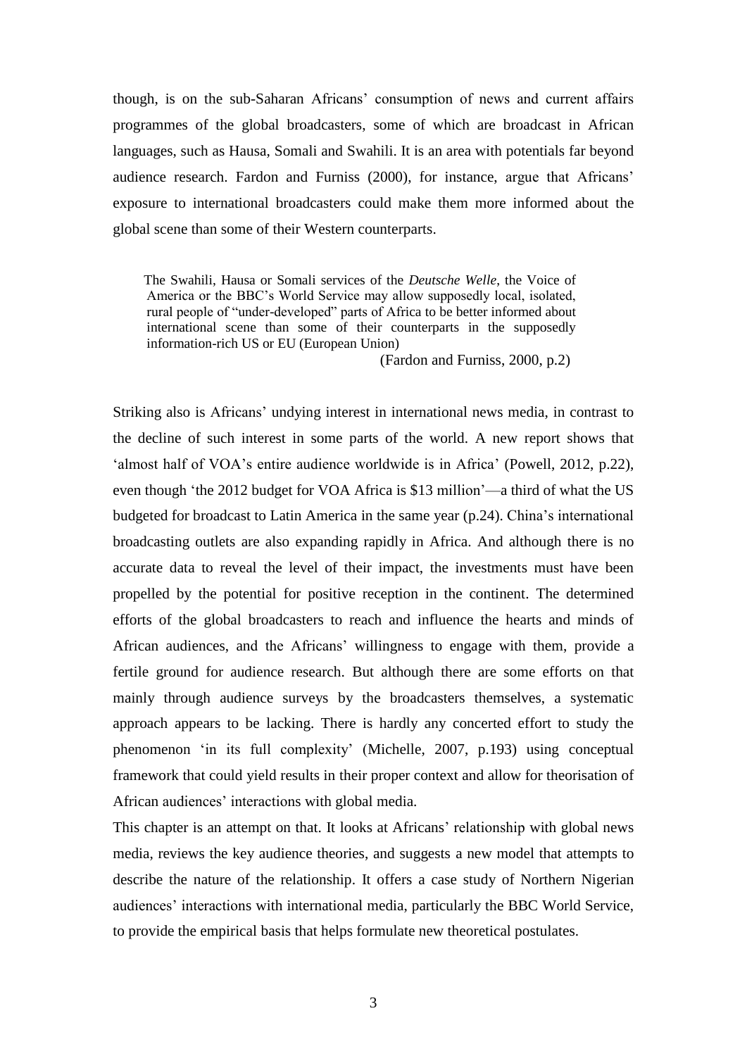though, is on the sub-Saharan Africans' consumption of news and current affairs programmes of the global broadcasters, some of which are broadcast in African languages, such as Hausa, Somali and Swahili. It is an area with potentials far beyond audience research. Fardon and Furniss (2000), for instance, argue that Africans' exposure to international broadcasters could make them more informed about the global scene than some of their Western counterparts.

> The Swahili, Hausa or Somali services of the *Deutsche Welle*, the Voice of America or the BBC's World Service may allow supposedly local, isolated, rural people of "under-developed" parts of Africa to be better informed about international scene than some of their counterparts in the supposedly information-rich US or EU (European Union)
>
> (Fardon and Furniss, 2000, p.2)

Striking also is Africans' undying interest in international news media, in contrast to the decline of such interest in some parts of the world. A new report shows that 'almost half of VOA's entire audience worldwide is in Africa' (Powell, 2012, p.22), even though 'the 2012 budget for VOA Africa is $13 million'—a third of what the US budgeted for broadcast to Latin America in the same year (p.24). China's international broadcasting outlets are also expanding rapidly in Africa. And although there is no accurate data to reveal the level of their impact, the investments must have been propelled by the potential for positive reception in the continent. The determined efforts of the global broadcasters to reach and influence the hearts and minds of African audiences, and the Africans' willingness to engage with them, provide a fertile ground for audience research. But although there are some efforts on that mainly through audience surveys by the broadcasters themselves, a systematic approach appears to be lacking. There is hardly any concerted effort to study the phenomenon 'in its full complexity' (Michelle, 2007, p.193) using conceptual framework that could yield results in their proper context and allow for theorisation of African audiences' interactions with global media.

This chapter is an attempt on that. It looks at Africans' relationship with global news media, reviews the key audience theories, and suggests a new model that attempts to describe the nature of the relationship. It offers a case study of Northern Nigerian audiences' interactions with international media, particularly the BBC World Service, to provide the empirical basis that helps formulate new theoretical postulates.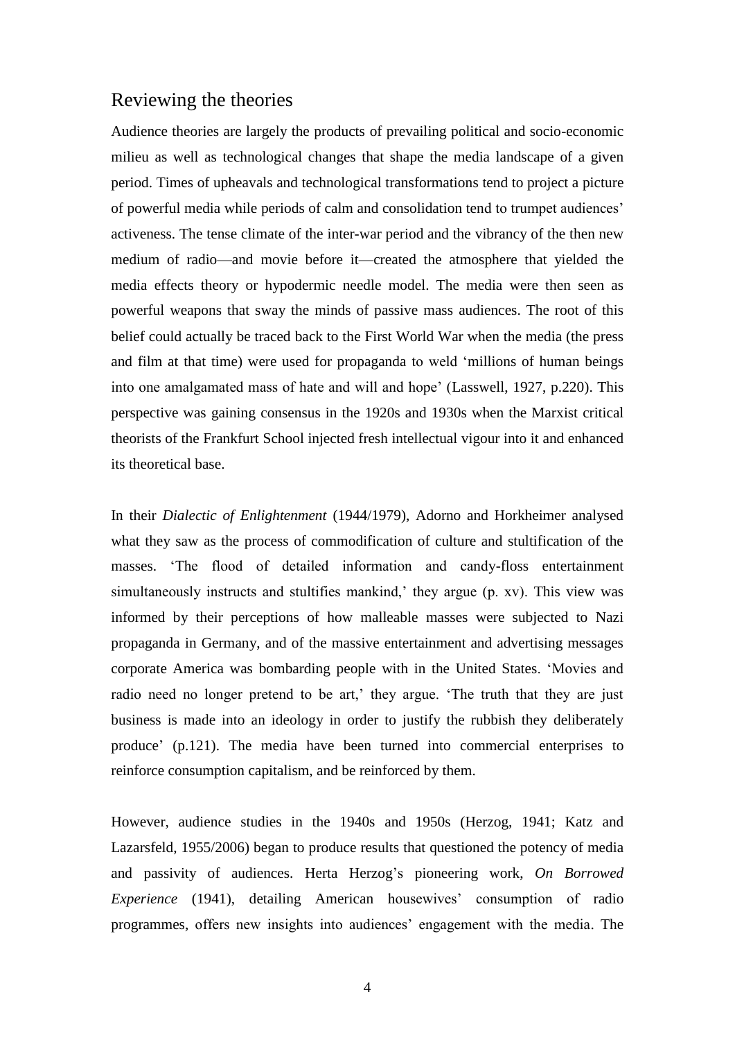## Reviewing the theories

Audience theories are largely the products of prevailing political and socio-economic milieu as well as technological changes that shape the media landscape of a given period. Times of upheavals and technological transformations tend to project a picture of powerful media while periods of calm and consolidation tend to trumpet audiences' activeness. The tense climate of the inter-war period and the vibrancy of the then new medium of radio—and movie before it—created the atmosphere that yielded the media effects theory or hypodermic needle model. The media were then seen as powerful weapons that sway the minds of passive mass audiences. The root of this belief could actually be traced back to the First World War when the media (the press and film at that time) were used for propaganda to weld 'millions of human beings into one amalgamated mass of hate and will and hope' (Lasswell, 1927, p.220). This perspective was gaining consensus in the 1920s and 1930s when the Marxist critical theorists of the Frankfurt School injected fresh intellectual vigour into it and enhanced its theoretical base.

In their *Dialectic of Enlightenment* (1944/1979), Adorno and Horkheimer analysed what they saw as the process of commodification of culture and stultification of the masses. 'The flood of detailed information and candy-floss entertainment simultaneously instructs and stultifies mankind,' they argue (p. xv). This view was informed by their perceptions of how malleable masses were subjected to Nazi propaganda in Germany, and of the massive entertainment and advertising messages corporate America was bombarding people with in the United States. 'Movies and radio need no longer pretend to be art,' they argue. 'The truth that they are just business is made into an ideology in order to justify the rubbish they deliberately produce' (p.121). The media have been turned into commercial enterprises to reinforce consumption capitalism, and be reinforced by them.

However, audience studies in the 1940s and 1950s (Herzog, 1941; Katz and Lazarsfeld, 1955/2006) began to produce results that questioned the potency of media and passivity of audiences. Herta Herzog's pioneering work, *On Borrowed Experience* (1941), detailing American housewives' consumption of radio programmes, offers new insights into audiences' engagement with the media. The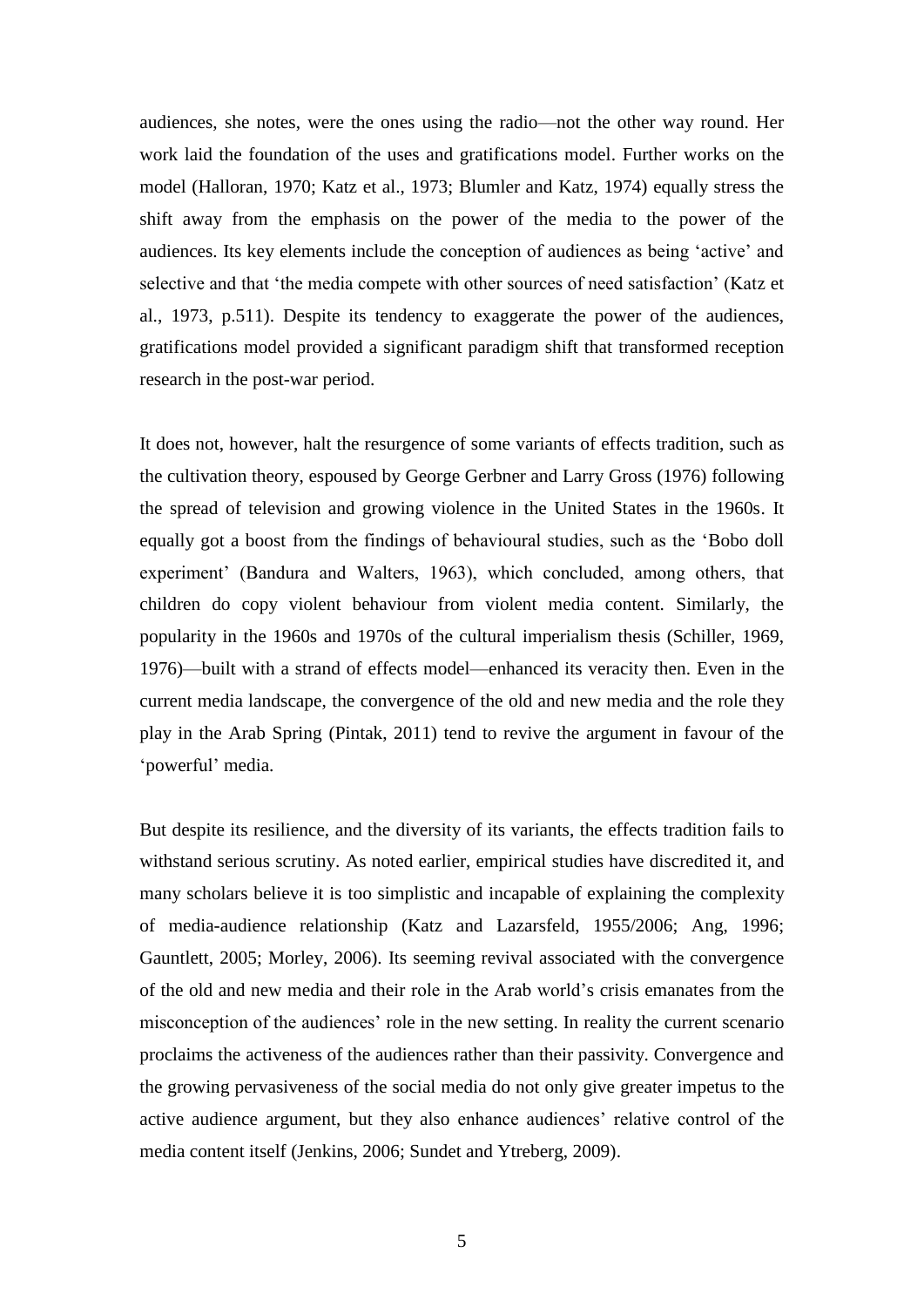audiences, she notes, were the ones using the radio—not the other way round. Her work laid the foundation of the uses and gratifications model. Further works on the model (Halloran, 1970; Katz et al., 1973; Blumler and Katz, 1974) equally stress the shift away from the emphasis on the power of the media to the power of the audiences. Its key elements include the conception of audiences as being 'active' and selective and that 'the media compete with other sources of need satisfaction' (Katz et al., 1973, p.511). Despite its tendency to exaggerate the power of the audiences, gratifications model provided a significant paradigm shift that transformed reception research in the post-war period.

It does not, however, halt the resurgence of some variants of effects tradition, such as the cultivation theory, espoused by George Gerbner and Larry Gross (1976) following the spread of television and growing violence in the United States in the 1960s. It equally got a boost from the findings of behavioural studies, such as the 'Bobo doll experiment' (Bandura and Walters, 1963), which concluded, among others, that children do copy violent behaviour from violent media content. Similarly, the popularity in the 1960s and 1970s of the cultural imperialism thesis (Schiller, 1969, 1976)—built with a strand of effects model—enhanced its veracity then. Even in the current media landscape, the convergence of the old and new media and the role they play in the Arab Spring (Pintak, 2011) tend to revive the argument in favour of the 'powerful' media.

But despite its resilience, and the diversity of its variants, the effects tradition fails to withstand serious scrutiny. As noted earlier, empirical studies have discredited it, and many scholars believe it is too simplistic and incapable of explaining the complexity of media-audience relationship (Katz and Lazarsfeld, 1955/2006; Ang, 1996; Gauntlett, 2005; Morley, 2006). Its seeming revival associated with the convergence of the old and new media and their role in the Arab world's crisis emanates from the misconception of the audiences' role in the new setting. In reality the current scenario proclaims the activeness of the audiences rather than their passivity. Convergence and the growing pervasiveness of the social media do not only give greater impetus to the active audience argument, but they also enhance audiences' relative control of the media content itself (Jenkins, 2006; Sundet and Ytreberg, 2009).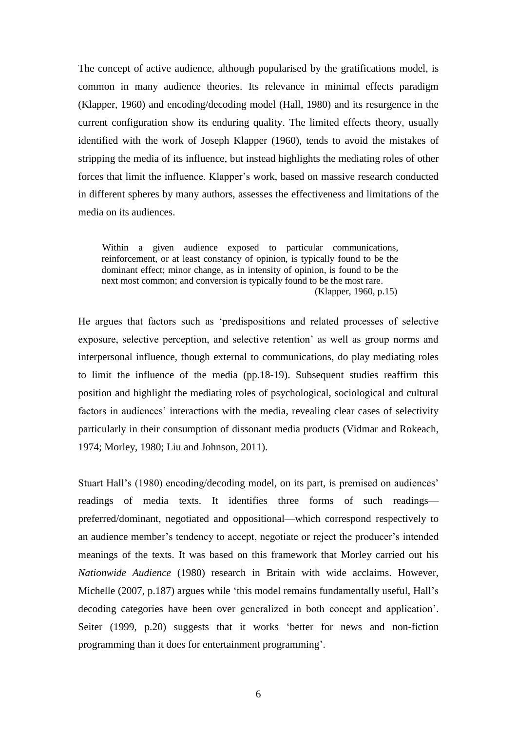The concept of active audience, although popularised by the gratifications model, is common in many audience theories. Its relevance in minimal effects paradigm (Klapper, 1960) and encoding/decoding model (Hall, 1980) and its resurgence in the current configuration show its enduring quality. The limited effects theory, usually identified with the work of Joseph Klapper (1960), tends to avoid the mistakes of stripping the media of its influence, but instead highlights the mediating roles of other forces that limit the influence. Klapper's work, based on massive research conducted in different spheres by many authors, assesses the effectiveness and limitations of the media on its audiences.

> Within a given audience exposed to particular communications, reinforcement, or at least constancy of opinion, is typically found to be the dominant effect; minor change, as in intensity of opinion, is found to be the next most common; and conversion is typically found to be the most rare.
> (Klapper, 1960, p.15)

He argues that factors such as 'predispositions and related processes of selective exposure, selective perception, and selective retention' as well as group norms and interpersonal influence, though external to communications, do play mediating roles to limit the influence of the media (pp.18-19). Subsequent studies reaffirm this position and highlight the mediating roles of psychological, sociological and cultural factors in audiences' interactions with the media, revealing clear cases of selectivity particularly in their consumption of dissonant media products (Vidmar and Rokeach, 1974; Morley, 1980; Liu and Johnson, 2011).

Stuart Hall's (1980) encoding/decoding model, on its part, is premised on audiences' readings of media texts. It identifies three forms of such readings—preferred/dominant, negotiated and oppositional—which correspond respectively to an audience member's tendency to accept, negotiate or reject the producer's intended meanings of the texts. It was based on this framework that Morley carried out his *Nationwide Audience* (1980) research in Britain with wide acclaims. However, Michelle (2007, p.187) argues while 'this model remains fundamentally useful, Hall's decoding categories have been over generalized in both concept and application'. Seiter (1999, p.20) suggests that it works 'better for news and non-fiction programming than it does for entertainment programming'.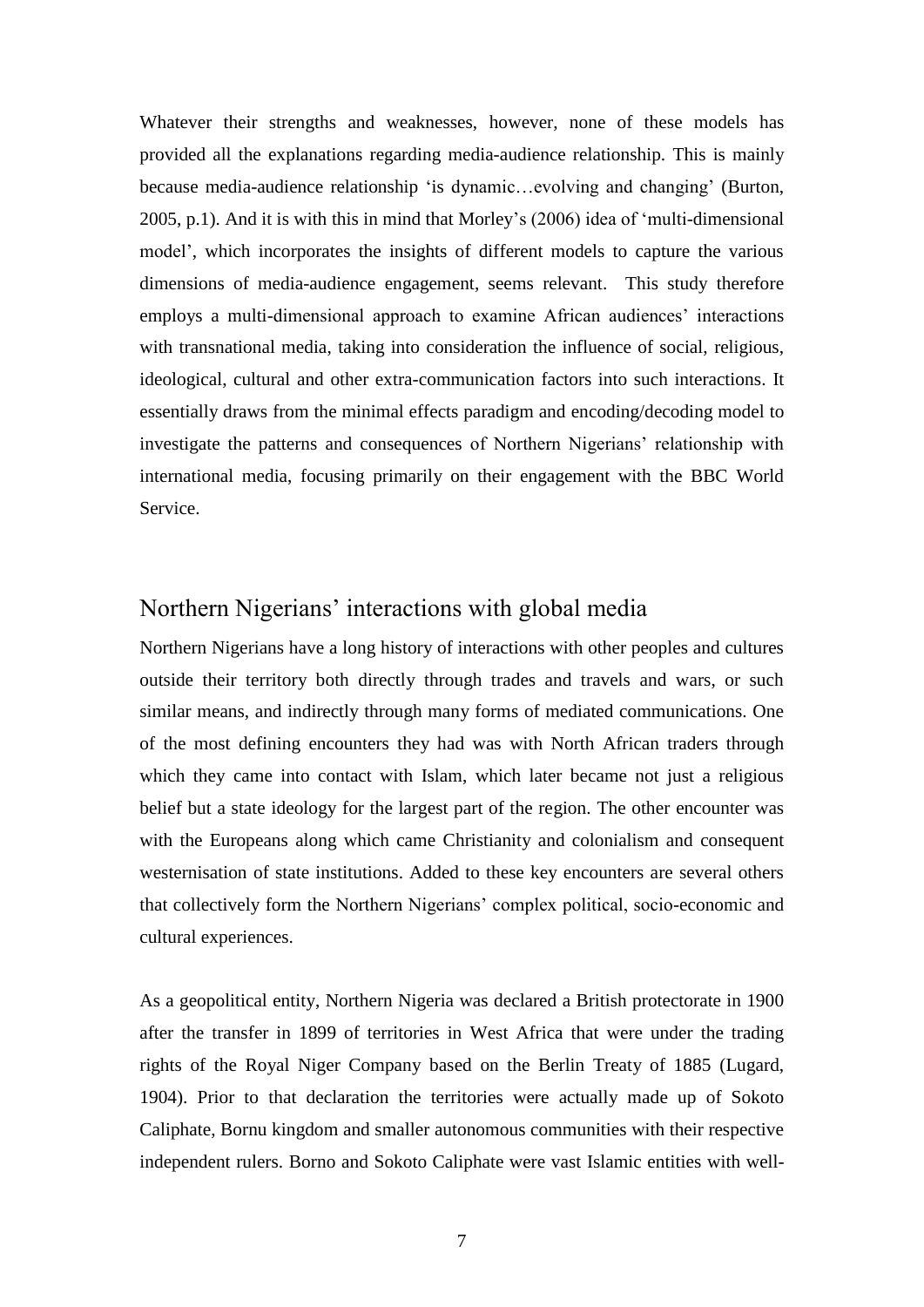Whatever their strengths and weaknesses, however, none of these models has provided all the explanations regarding media-audience relationship. This is mainly because media-audience relationship 'is dynamic…evolving and changing' (Burton, 2005, p.1). And it is with this in mind that Morley's (2006) idea of 'multi-dimensional model', which incorporates the insights of different models to capture the various dimensions of media-audience engagement, seems relevant. This study therefore employs a multi-dimensional approach to examine African audiences' interactions with transnational media, taking into consideration the influence of social, religious, ideological, cultural and other extra-communication factors into such interactions. It essentially draws from the minimal effects paradigm and encoding/decoding model to investigate the patterns and consequences of Northern Nigerians' relationship with international media, focusing primarily on their engagement with the BBC World Service.

## Northern Nigerians' interactions with global media

Northern Nigerians have a long history of interactions with other peoples and cultures outside their territory both directly through trades and travels and wars, or such similar means, and indirectly through many forms of mediated communications. One of the most defining encounters they had was with North African traders through which they came into contact with Islam, which later became not just a religious belief but a state ideology for the largest part of the region. The other encounter was with the Europeans along which came Christianity and colonialism and consequent westernisation of state institutions. Added to these key encounters are several others that collectively form the Northern Nigerians' complex political, socio-economic and cultural experiences.

As a geopolitical entity, Northern Nigeria was declared a British protectorate in 1900 after the transfer in 1899 of territories in West Africa that were under the trading rights of the Royal Niger Company based on the Berlin Treaty of 1885 (Lugard, 1904). Prior to that declaration the territories were actually made up of Sokoto Caliphate, Bornu kingdom and smaller autonomous communities with their respective independent rulers. Borno and Sokoto Caliphate were vast Islamic entities with well-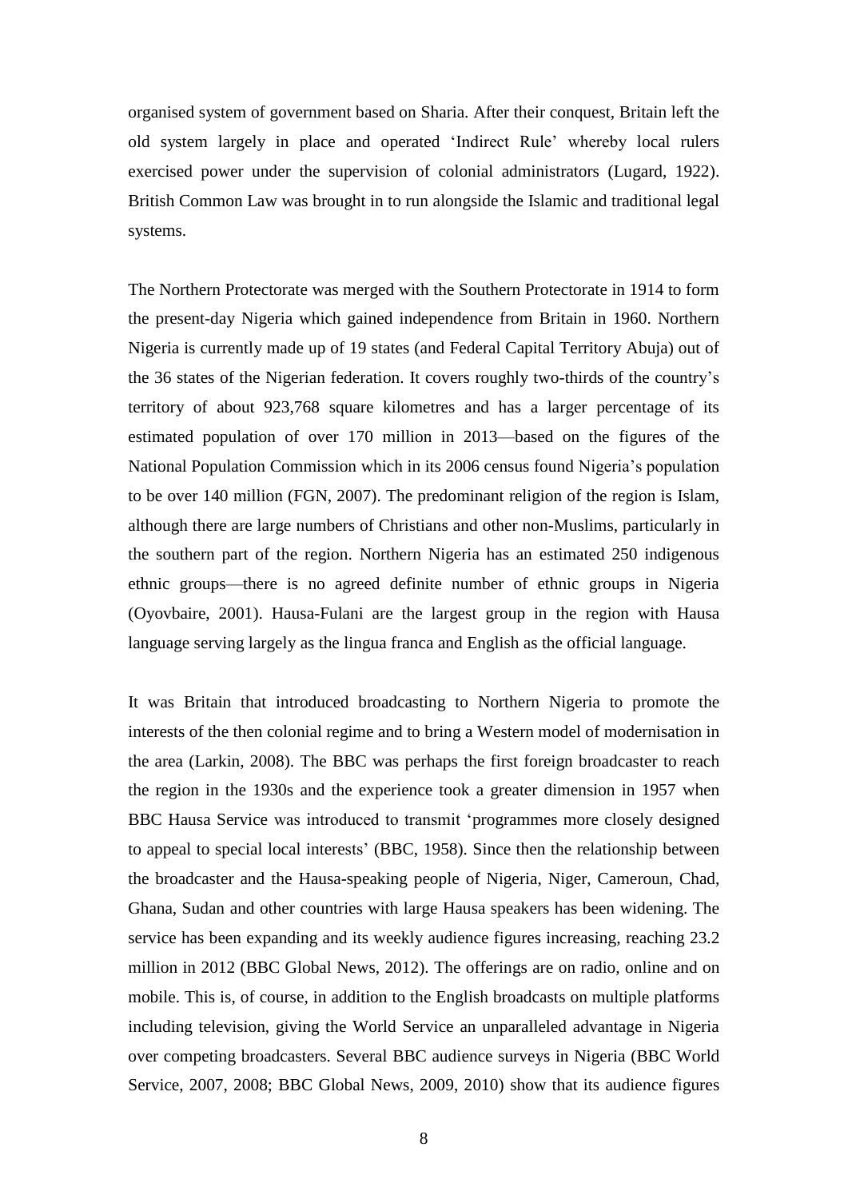organised system of government based on Sharia. After their conquest, Britain left the old system largely in place and operated 'Indirect Rule' whereby local rulers exercised power under the supervision of colonial administrators (Lugard, 1922). British Common Law was brought in to run alongside the Islamic and traditional legal systems.

The Northern Protectorate was merged with the Southern Protectorate in 1914 to form the present-day Nigeria which gained independence from Britain in 1960. Northern Nigeria is currently made up of 19 states (and Federal Capital Territory Abuja) out of the 36 states of the Nigerian federation. It covers roughly two-thirds of the country's territory of about 923,768 square kilometres and has a larger percentage of its estimated population of over 170 million in 2013—based on the figures of the National Population Commission which in its 2006 census found Nigeria's population to be over 140 million (FGN, 2007). The predominant religion of the region is Islam, although there are large numbers of Christians and other non-Muslims, particularly in the southern part of the region. Northern Nigeria has an estimated 250 indigenous ethnic groups—there is no agreed definite number of ethnic groups in Nigeria (Oyovbaire, 2001). Hausa-Fulani are the largest group in the region with Hausa language serving largely as the lingua franca and English as the official language.

It was Britain that introduced broadcasting to Northern Nigeria to promote the interests of the then colonial regime and to bring a Western model of modernisation in the area (Larkin, 2008). The BBC was perhaps the first foreign broadcaster to reach the region in the 1930s and the experience took a greater dimension in 1957 when BBC Hausa Service was introduced to transmit 'programmes more closely designed to appeal to special local interests' (BBC, 1958). Since then the relationship between the broadcaster and the Hausa-speaking people of Nigeria, Niger, Cameroun, Chad, Ghana, Sudan and other countries with large Hausa speakers has been widening. The service has been expanding and its weekly audience figures increasing, reaching 23.2 million in 2012 (BBC Global News, 2012). The offerings are on radio, online and on mobile. This is, of course, in addition to the English broadcasts on multiple platforms including television, giving the World Service an unparalleled advantage in Nigeria over competing broadcasters. Several BBC audience surveys in Nigeria (BBC World Service, 2007, 2008; BBC Global News, 2009, 2010) show that its audience figures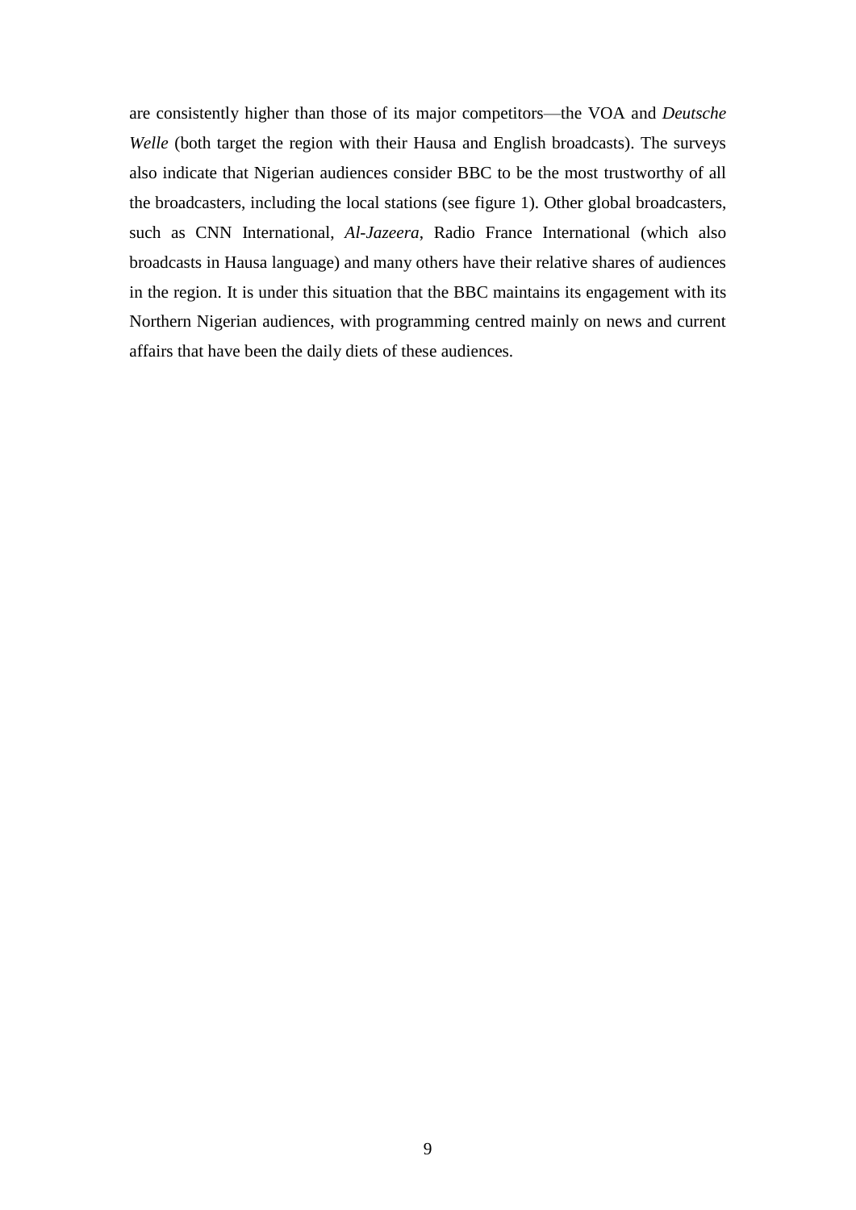are consistently higher than those of its major competitors—the VOA and *Deutsche Welle* (both target the region with their Hausa and English broadcasts). The surveys also indicate that Nigerian audiences consider BBC to be the most trustworthy of all the broadcasters, including the local stations (see figure 1). Other global broadcasters, such as CNN International, *Al-Jazeera*, Radio France International (which also broadcasts in Hausa language) and many others have their relative shares of audiences in the region. It is under this situation that the BBC maintains its engagement with its Northern Nigerian audiences, with programming centred mainly on news and current affairs that have been the daily diets of these audiences.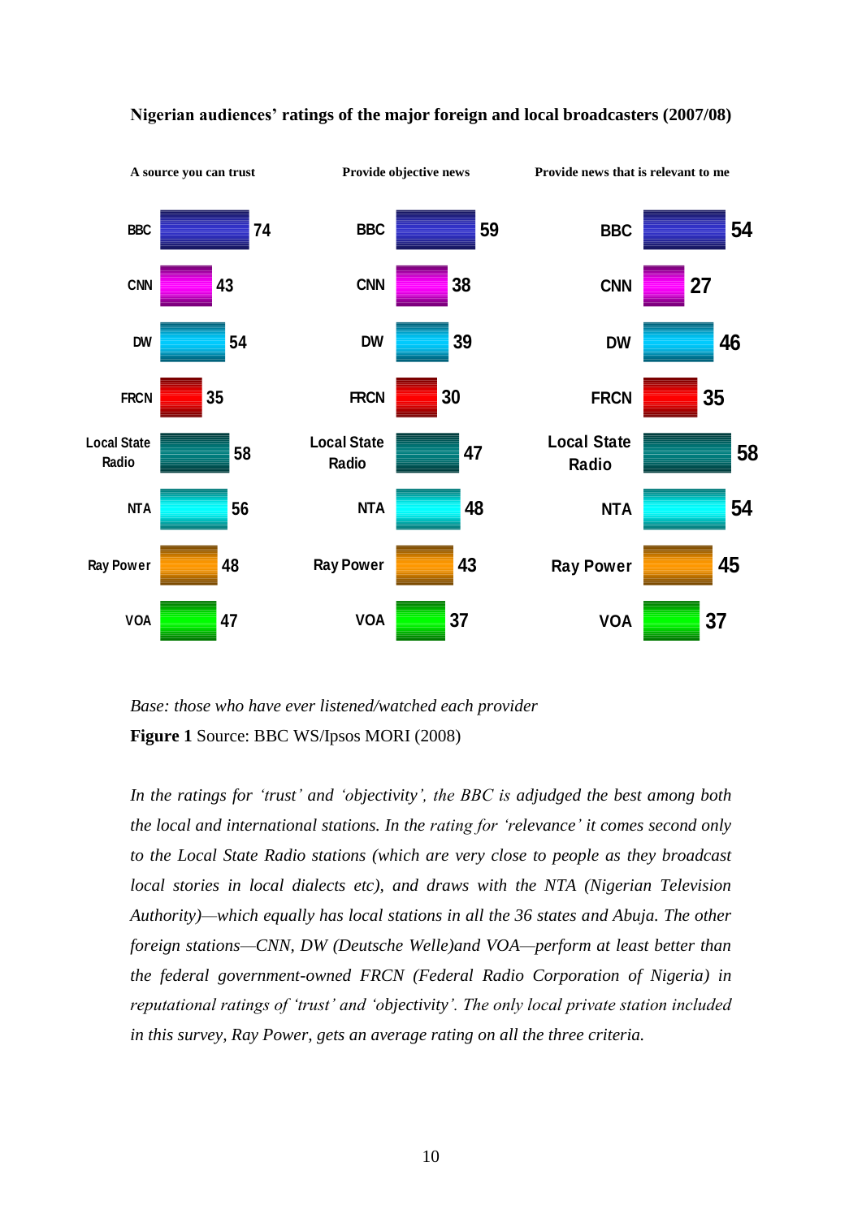**Nigerian audiences' ratings of the major foreign and local broadcasters (2007/08)**

| | A source you can trust | Provide objective news | Provide news that is relevant to me |
|---|---|---|---|
| BBC | 74 | 59 | 54 |
| CNN | 43 | 38 | 27 |
| DW | 54 | 39 | 46 |
| FRCN | 35 | 30 | 35 |
| Local State Radio | 58 | 47 | 58 |
| NTA | 56 | 48 | 54 |
| Ray Power | 48 | 43 | 45 |
| VOA | 47 | 37 | 37 |

*Base: those who have ever listened/watched each provider*

**Figure 1** Source: BBC WS/Ipsos MORI (2008)

*In the ratings for 'trust' and 'objectivity', the BBC is adjudged the best among both the local and international stations. In the rating for 'relevance' it comes second only to the Local State Radio stations (which are very close to people as they broadcast local stories in local dialects etc), and draws with the NTA (Nigerian Television Authority)—which equally has local stations in all the 36 states and Abuja. The other foreign stations—CNN, DW (Deutsche Welle)and VOA—perform at least better than the federal government-owned FRCN (Federal Radio Corporation of Nigeria) in reputational ratings of 'trust' and 'objectivity'. The only local private station included in this survey, Ray Power, gets an average rating on all the three criteria.*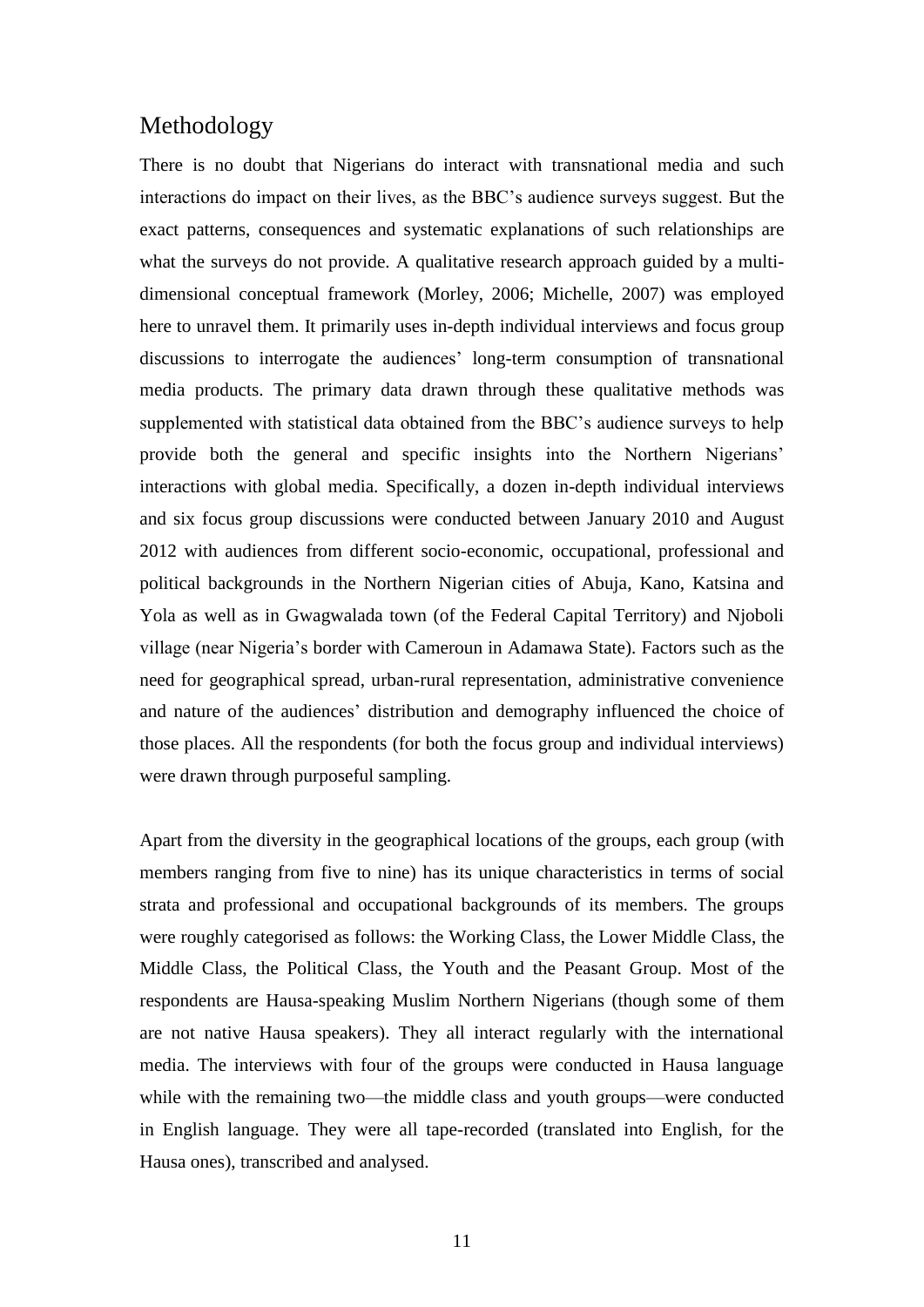## Methodology

There is no doubt that Nigerians do interact with transnational media and such interactions do impact on their lives, as the BBC's audience surveys suggest. But the exact patterns, consequences and systematic explanations of such relationships are what the surveys do not provide. A qualitative research approach guided by a multi-dimensional conceptual framework (Morley, 2006; Michelle, 2007) was employed here to unravel them. It primarily uses in-depth individual interviews and focus group discussions to interrogate the audiences' long-term consumption of transnational media products. The primary data drawn through these qualitative methods was supplemented with statistical data obtained from the BBC's audience surveys to help provide both the general and specific insights into the Northern Nigerians' interactions with global media. Specifically, a dozen in-depth individual interviews and six focus group discussions were conducted between January 2010 and August 2012 with audiences from different socio-economic, occupational, professional and political backgrounds in the Northern Nigerian cities of Abuja, Kano, Katsina and Yola as well as in Gwagwalada town (of the Federal Capital Territory) and Njoboli village (near Nigeria's border with Cameroun in Adamawa State). Factors such as the need for geographical spread, urban-rural representation, administrative convenience and nature of the audiences' distribution and demography influenced the choice of those places. All the respondents (for both the focus group and individual interviews) were drawn through purposeful sampling.

Apart from the diversity in the geographical locations of the groups, each group (with members ranging from five to nine) has its unique characteristics in terms of social strata and professional and occupational backgrounds of its members. The groups were roughly categorised as follows: the Working Class, the Lower Middle Class, the Middle Class, the Political Class, the Youth and the Peasant Group. Most of the respondents are Hausa-speaking Muslim Northern Nigerians (though some of them are not native Hausa speakers). They all interact regularly with the international media. The interviews with four of the groups were conducted in Hausa language while with the remaining two—the middle class and youth groups—were conducted in English language. They were all tape-recorded (translated into English, for the Hausa ones), transcribed and analysed.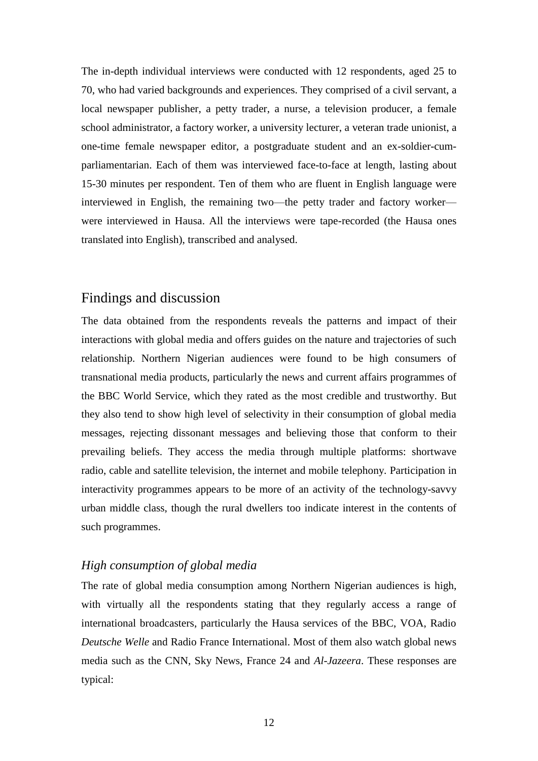The in-depth individual interviews were conducted with 12 respondents, aged 25 to 70, who had varied backgrounds and experiences. They comprised of a civil servant, a local newspaper publisher, a petty trader, a nurse, a television producer, a female school administrator, a factory worker, a university lecturer, a veteran trade unionist, a one-time female newspaper editor, a postgraduate student and an ex-soldier-cum-parliamentarian. Each of them was interviewed face-to-face at length, lasting about 15-30 minutes per respondent. Ten of them who are fluent in English language were interviewed in English, the remaining two—the petty trader and factory worker—were interviewed in Hausa. All the interviews were tape-recorded (the Hausa ones translated into English), transcribed and analysed.

## Findings and discussion

The data obtained from the respondents reveals the patterns and impact of their interactions with global media and offers guides on the nature and trajectories of such relationship. Northern Nigerian audiences were found to be high consumers of transnational media products, particularly the news and current affairs programmes of the BBC World Service, which they rated as the most credible and trustworthy. But they also tend to show high level of selectivity in their consumption of global media messages, rejecting dissonant messages and believing those that conform to their prevailing beliefs. They access the media through multiple platforms: shortwave radio, cable and satellite television, the internet and mobile telephony. Participation in interactivity programmes appears to be more of an activity of the technology-savvy urban middle class, though the rural dwellers too indicate interest in the contents of such programmes.

### *High consumption of global media*

The rate of global media consumption among Northern Nigerian audiences is high, with virtually all the respondents stating that they regularly access a range of international broadcasters, particularly the Hausa services of the BBC, VOA, Radio *Deutsche Welle* and Radio France International. Most of them also watch global news media such as the CNN, Sky News, France 24 and *Al-Jazeera*. These responses are typical: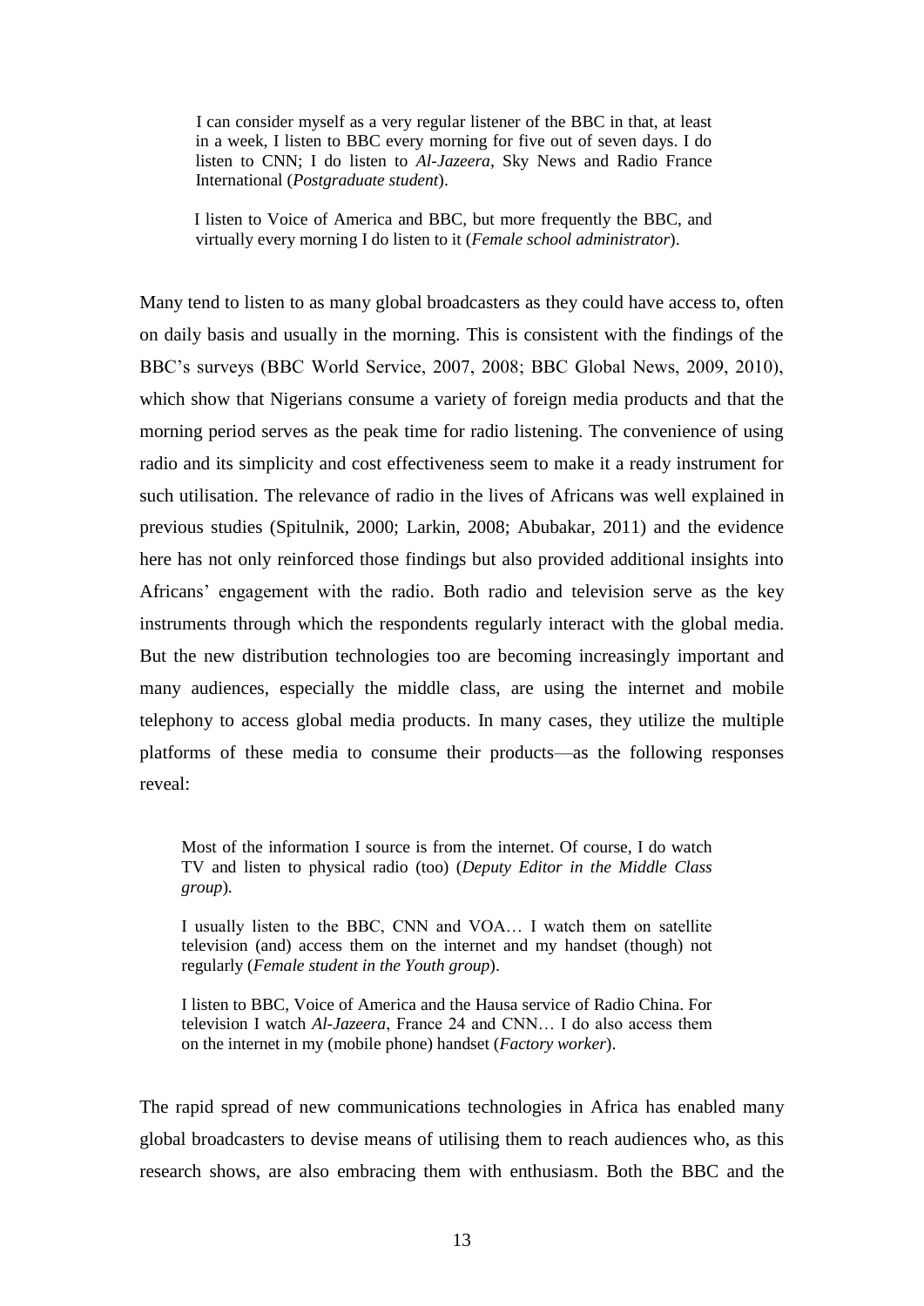> I can consider myself as a very regular listener of the BBC in that, at least in a week, I listen to BBC every morning for five out of seven days. I do listen to CNN; I do listen to *Al-Jazeera*, Sky News and Radio France International (*Postgraduate student*).

> I listen to Voice of America and BBC, but more frequently the BBC, and virtually every morning I do listen to it (*Female school administrator*).

Many tend to listen to as many global broadcasters as they could have access to, often on daily basis and usually in the morning. This is consistent with the findings of the BBC's surveys (BBC World Service, 2007, 2008; BBC Global News, 2009, 2010), which show that Nigerians consume a variety of foreign media products and that the morning period serves as the peak time for radio listening. The convenience of using radio and its simplicity and cost effectiveness seem to make it a ready instrument for such utilisation. The relevance of radio in the lives of Africans was well explained in previous studies (Spitulnik, 2000; Larkin, 2008; Abubakar, 2011) and the evidence here has not only reinforced those findings but also provided additional insights into Africans' engagement with the radio. Both radio and television serve as the key instruments through which the respondents regularly interact with the global media. But the new distribution technologies too are becoming increasingly important and many audiences, especially the middle class, are using the internet and mobile telephony to access global media products. In many cases, they utilize the multiple platforms of these media to consume their products—as the following responses reveal:

> Most of the information I source is from the internet. Of course, I do watch TV and listen to physical radio (too) (*Deputy Editor in the Middle Class group*).

> I usually listen to the BBC, CNN and VOA… I watch them on satellite television (and) access them on the internet and my handset (though) not regularly (*Female student in the Youth group*).

> I listen to BBC, Voice of America and the Hausa service of Radio China. For television I watch *Al-Jazeera*, France 24 and CNN… I do also access them on the internet in my (mobile phone) handset (*Factory worker*).

The rapid spread of new communications technologies in Africa has enabled many global broadcasters to devise means of utilising them to reach audiences who, as this research shows, are also embracing them with enthusiasm. Both the BBC and the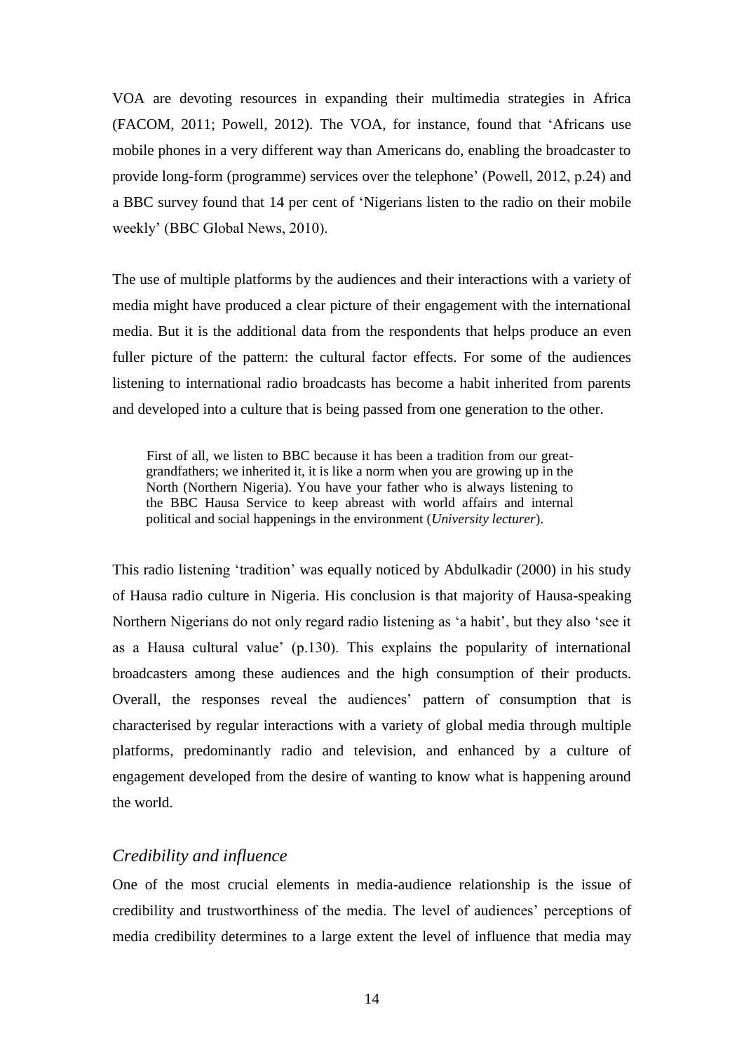VOA are devoting resources in expanding their multimedia strategies in Africa (FACOM, 2011; Powell, 2012). The VOA, for instance, found that 'Africans use mobile phones in a very different way than Americans do, enabling the broadcaster to provide long-form (programme) services over the telephone' (Powell, 2012, p.24) and a BBC survey found that 14 per cent of 'Nigerians listen to the radio on their mobile weekly' (BBC Global News, 2010).

The use of multiple platforms by the audiences and their interactions with a variety of media might have produced a clear picture of their engagement with the international media. But it is the additional data from the respondents that helps produce an even fuller picture of the pattern: the cultural factor effects. For some of the audiences listening to international radio broadcasts has become a habit inherited from parents and developed into a culture that is being passed from one generation to the other.

> First of all, we listen to BBC because it has been a tradition from our great-grandfathers; we inherited it, it is like a norm when you are growing up in the North (Northern Nigeria). You have your father who is always listening to the BBC Hausa Service to keep abreast with world affairs and internal political and social happenings in the environment (*University lecturer*).

This radio listening 'tradition' was equally noticed by Abdulkadir (2000) in his study of Hausa radio culture in Nigeria. His conclusion is that majority of Hausa-speaking Northern Nigerians do not only regard radio listening as 'a habit', but they also 'see it as a Hausa cultural value' (p.130). This explains the popularity of international broadcasters among these audiences and the high consumption of their products. Overall, the responses reveal the audiences' pattern of consumption that is characterised by regular interactions with a variety of global media through multiple platforms, predominantly radio and television, and enhanced by a culture of engagement developed from the desire of wanting to know what is happening around the world.

### *Credibility and influence*

One of the most crucial elements in media-audience relationship is the issue of credibility and trustworthiness of the media. The level of audiences' perceptions of media credibility determines to a large extent the level of influence that media may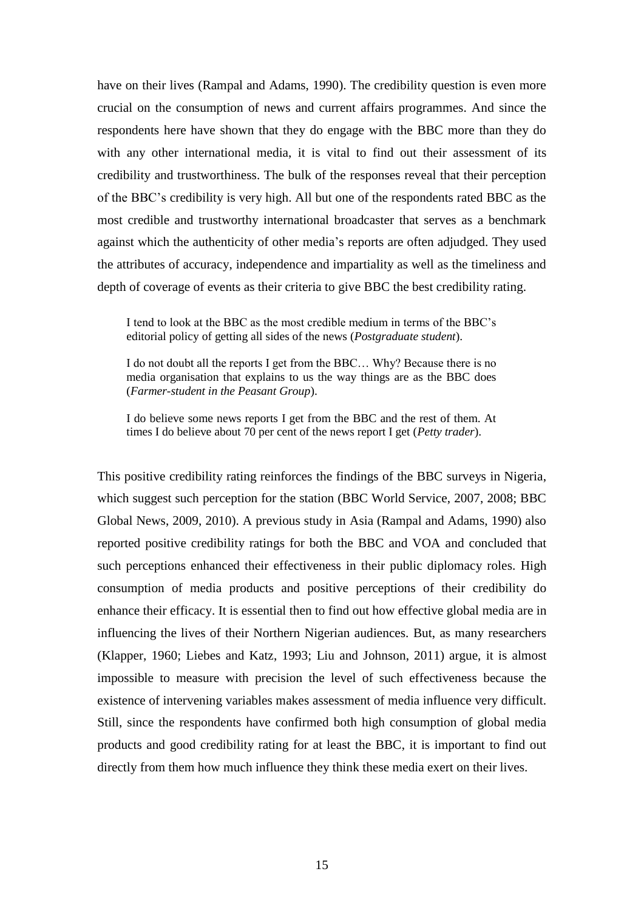have on their lives (Rampal and Adams, 1990). The credibility question is even more crucial on the consumption of news and current affairs programmes. And since the respondents here have shown that they do engage with the BBC more than they do with any other international media, it is vital to find out their assessment of its credibility and trustworthiness. The bulk of the responses reveal that their perception of the BBC's credibility is very high. All but one of the respondents rated BBC as the most credible and trustworthy international broadcaster that serves as a benchmark against which the authenticity of other media's reports are often adjudged. They used the attributes of accuracy, independence and impartiality as well as the timeliness and depth of coverage of events as their criteria to give BBC the best credibility rating.

> I tend to look at the BBC as the most credible medium in terms of the BBC's editorial policy of getting all sides of the news (*Postgraduate student*).
>
> I do not doubt all the reports I get from the BBC… Why? Because there is no media organisation that explains to us the way things are as the BBC does (*Farmer-student in the Peasant Group*).
>
> I do believe some news reports I get from the BBC and the rest of them. At times I do believe about 70 per cent of the news report I get (*Petty trader*).

This positive credibility rating reinforces the findings of the BBC surveys in Nigeria, which suggest such perception for the station (BBC World Service, 2007, 2008; BBC Global News, 2009, 2010). A previous study in Asia (Rampal and Adams, 1990) also reported positive credibility ratings for both the BBC and VOA and concluded that such perceptions enhanced their effectiveness in their public diplomacy roles. High consumption of media products and positive perceptions of their credibility do enhance their efficacy. It is essential then to find out how effective global media are in influencing the lives of their Northern Nigerian audiences. But, as many researchers (Klapper, 1960; Liebes and Katz, 1993; Liu and Johnson, 2011) argue, it is almost impossible to measure with precision the level of such effectiveness because the existence of intervening variables makes assessment of media influence very difficult. Still, since the respondents have confirmed both high consumption of global media products and good credibility rating for at least the BBC, it is important to find out directly from them how much influence they think these media exert on their lives.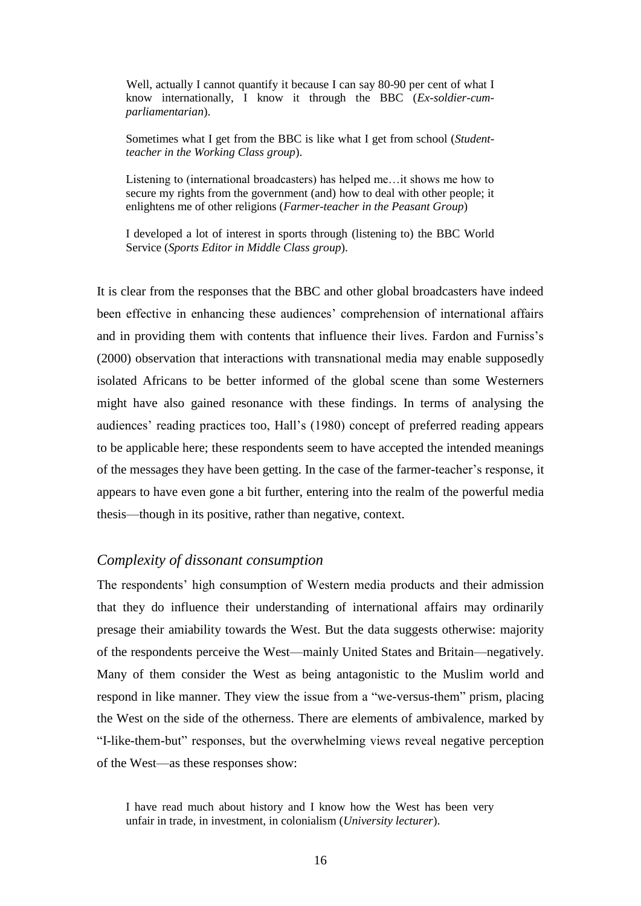> Well, actually I cannot quantify it because I can say 80-90 per cent of what I know internationally, I know it through the BBC (*Ex-soldier-cum-parliamentarian*).

> Sometimes what I get from the BBC is like what I get from school (*Student-teacher in the Working Class group*).

> Listening to (international broadcasters) has helped me…it shows me how to secure my rights from the government (and) how to deal with other people; it enlightens me of other religions (*Farmer-teacher in the Peasant Group*)

> I developed a lot of interest in sports through (listening to) the BBC World Service (*Sports Editor in Middle Class group*).

It is clear from the responses that the BBC and other global broadcasters have indeed been effective in enhancing these audiences' comprehension of international affairs and in providing them with contents that influence their lives. Fardon and Furniss's (2000) observation that interactions with transnational media may enable supposedly isolated Africans to be better informed of the global scene than some Westerners might have also gained resonance with these findings. In terms of analysing the audiences' reading practices too, Hall's (1980) concept of preferred reading appears to be applicable here; these respondents seem to have accepted the intended meanings of the messages they have been getting. In the case of the farmer-teacher's response, it appears to have even gone a bit further, entering into the realm of the powerful media thesis—though in its positive, rather than negative, context.

### *Complexity of dissonant consumption*

The respondents' high consumption of Western media products and their admission that they do influence their understanding of international affairs may ordinarily presage their amiability towards the West. But the data suggests otherwise: majority of the respondents perceive the West—mainly United States and Britain—negatively. Many of them consider the West as being antagonistic to the Muslim world and respond in like manner. They view the issue from a "we-versus-them" prism, placing the West on the side of the otherness. There are elements of ambivalence, marked by "I-like-them-but" responses, but the overwhelming views reveal negative perception of the West—as these responses show:

> I have read much about history and I know how the West has been very unfair in trade, in investment, in colonialism (*University lecturer*).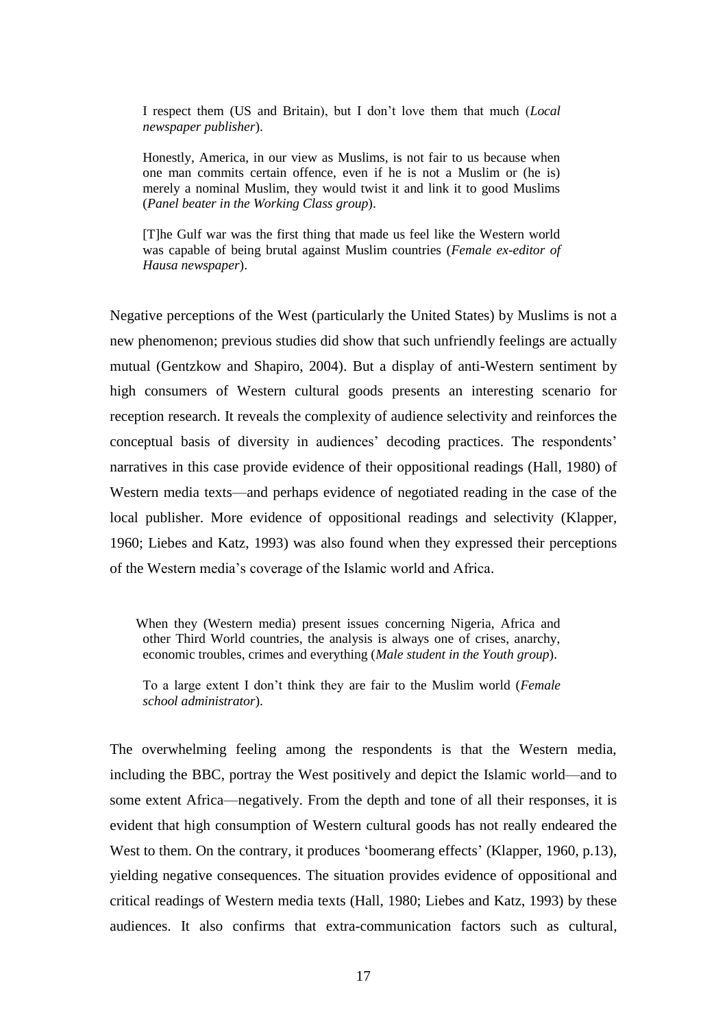> I respect them (US and Britain), but I don't love them that much (*Local newspaper publisher*).
>
> Honestly, America, in our view as Muslims, is not fair to us because when one man commits certain offence, even if he is not a Muslim or (he is) merely a nominal Muslim, they would twist it and link it to good Muslims (*Panel beater in the Working Class group*).
>
> [T]he Gulf war was the first thing that made us feel like the Western world was capable of being brutal against Muslim countries (*Female ex-editor of Hausa newspaper*).

Negative perceptions of the West (particularly the United States) by Muslims is not a new phenomenon; previous studies did show that such unfriendly feelings are actually mutual (Gentzkow and Shapiro, 2004). But a display of anti-Western sentiment by high consumers of Western cultural goods presents an interesting scenario for reception research. It reveals the complexity of audience selectivity and reinforces the conceptual basis of diversity in audiences' decoding practices. The respondents' narratives in this case provide evidence of their oppositional readings (Hall, 1980) of Western media texts—and perhaps evidence of negotiated reading in the case of the local publisher. More evidence of oppositional readings and selectivity (Klapper, 1960; Liebes and Katz, 1993) was also found when they expressed their perceptions of the Western media's coverage of the Islamic world and Africa.

> When they (Western media) present issues concerning Nigeria, Africa and other Third World countries, the analysis is always one of crises, anarchy, economic troubles, crimes and everything (*Male student in the Youth group*).
>
> To a large extent I don't think they are fair to the Muslim world (*Female school administrator*).

The overwhelming feeling among the respondents is that the Western media, including the BBC, portray the West positively and depict the Islamic world—and to some extent Africa—negatively. From the depth and tone of all their responses, it is evident that high consumption of Western cultural goods has not really endeared the West to them. On the contrary, it produces 'boomerang effects' (Klapper, 1960, p.13), yielding negative consequences. The situation provides evidence of oppositional and critical readings of Western media texts (Hall, 1980; Liebes and Katz, 1993) by these audiences. It also confirms that extra-communication factors such as cultural,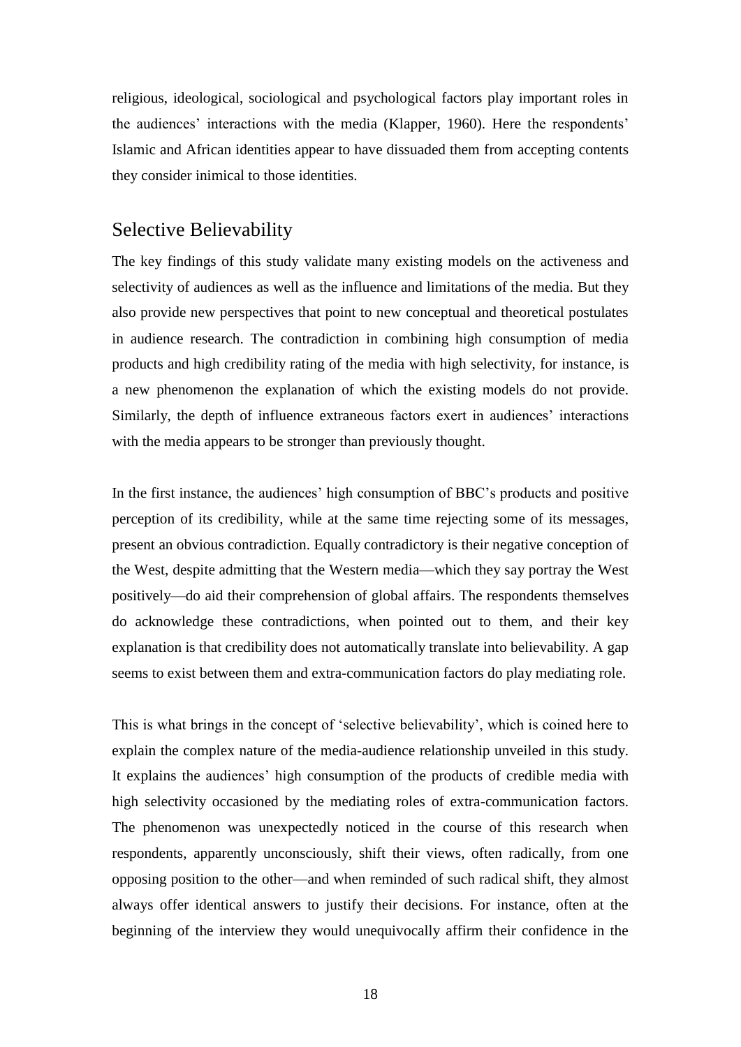religious, ideological, sociological and psychological factors play important roles in the audiences' interactions with the media (Klapper, 1960). Here the respondents' Islamic and African identities appear to have dissuaded them from accepting contents they consider inimical to those identities.

## Selective Believability

The key findings of this study validate many existing models on the activeness and selectivity of audiences as well as the influence and limitations of the media. But they also provide new perspectives that point to new conceptual and theoretical postulates in audience research. The contradiction in combining high consumption of media products and high credibility rating of the media with high selectivity, for instance, is a new phenomenon the explanation of which the existing models do not provide. Similarly, the depth of influence extraneous factors exert in audiences' interactions with the media appears to be stronger than previously thought.

In the first instance, the audiences' high consumption of BBC's products and positive perception of its credibility, while at the same time rejecting some of its messages, present an obvious contradiction. Equally contradictory is their negative conception of the West, despite admitting that the Western media—which they say portray the West positively—do aid their comprehension of global affairs. The respondents themselves do acknowledge these contradictions, when pointed out to them, and their key explanation is that credibility does not automatically translate into believability. A gap seems to exist between them and extra-communication factors do play mediating role.

This is what brings in the concept of 'selective believability', which is coined here to explain the complex nature of the media-audience relationship unveiled in this study. It explains the audiences' high consumption of the products of credible media with high selectivity occasioned by the mediating roles of extra-communication factors. The phenomenon was unexpectedly noticed in the course of this research when respondents, apparently unconsciously, shift their views, often radically, from one opposing position to the other—and when reminded of such radical shift, they almost always offer identical answers to justify their decisions. For instance, often at the beginning of the interview they would unequivocally affirm their confidence in the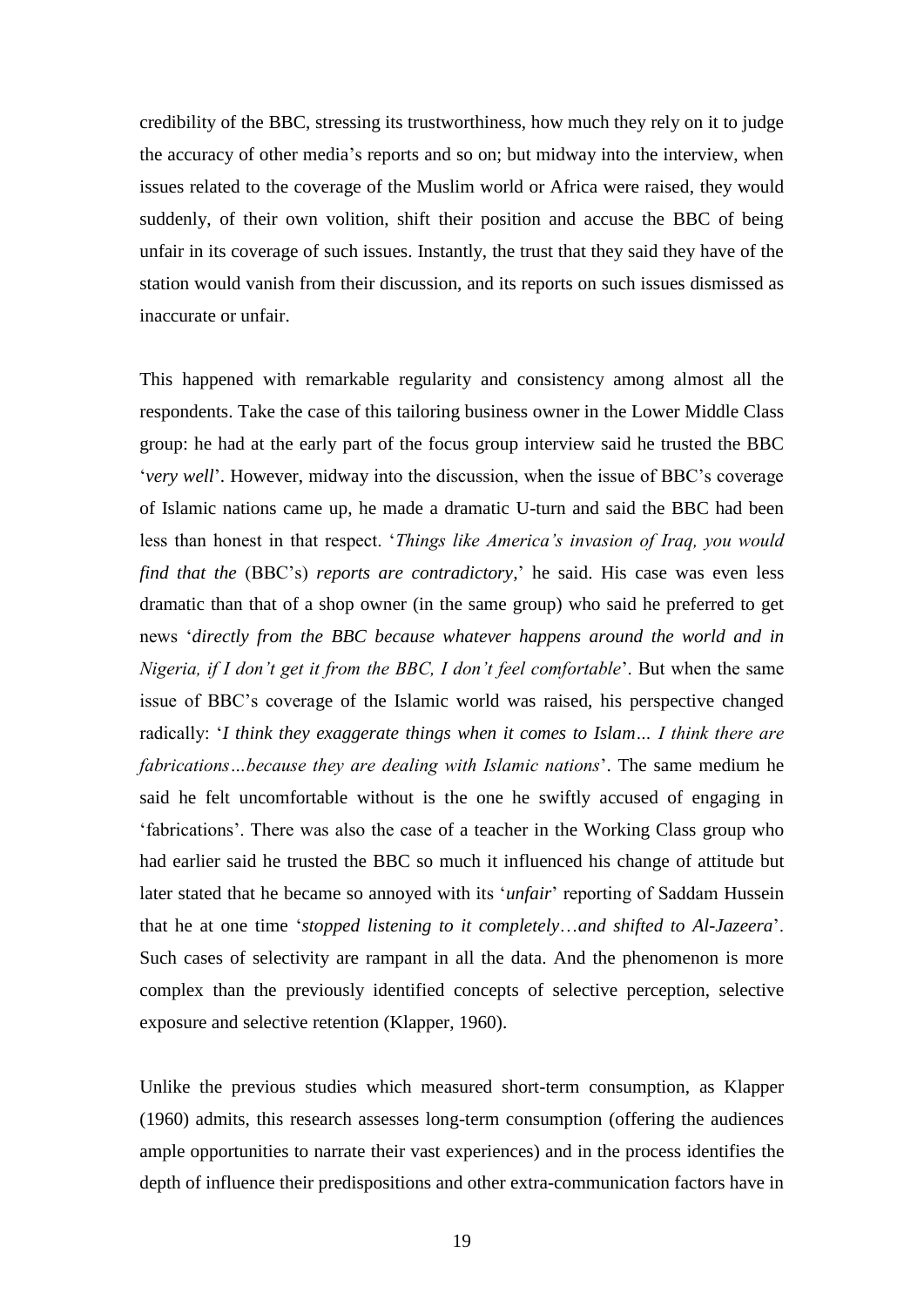credibility of the BBC, stressing its trustworthiness, how much they rely on it to judge the accuracy of other media's reports and so on; but midway into the interview, when issues related to the coverage of the Muslim world or Africa were raised, they would suddenly, of their own volition, shift their position and accuse the BBC of being unfair in its coverage of such issues. Instantly, the trust that they said they have of the station would vanish from their discussion, and its reports on such issues dismissed as inaccurate or unfair.

This happened with remarkable regularity and consistency among almost all the respondents. Take the case of this tailoring business owner in the Lower Middle Class group: he had at the early part of the focus group interview said he trusted the BBC '*very well*'. However, midway into the discussion, when the issue of BBC's coverage of Islamic nations came up, he made a dramatic U-turn and said the BBC had been less than honest in that respect. '*Things like America's invasion of Iraq, you would find that the* (BBC's) *reports are contradictory*,' he said. His case was even less dramatic than that of a shop owner (in the same group) who said he preferred to get news '*directly from the BBC because whatever happens around the world and in Nigeria, if I don't get it from the BBC, I don't feel comfortable*'. But when the same issue of BBC's coverage of the Islamic world was raised, his perspective changed radically: '*I think they exaggerate things when it comes to Islam… I think there are fabrications…because they are dealing with Islamic nations*'. The same medium he said he felt uncomfortable without is the one he swiftly accused of engaging in 'fabrications'. There was also the case of a teacher in the Working Class group who had earlier said he trusted the BBC so much it influenced his change of attitude but later stated that he became so annoyed with its '*unfair*' reporting of Saddam Hussein that he at one time '*stopped listening to it completely*…*and shifted to Al-Jazeera*'. Such cases of selectivity are rampant in all the data. And the phenomenon is more complex than the previously identified concepts of selective perception, selective exposure and selective retention (Klapper, 1960).

Unlike the previous studies which measured short-term consumption, as Klapper (1960) admits, this research assesses long-term consumption (offering the audiences ample opportunities to narrate their vast experiences) and in the process identifies the depth of influence their predispositions and other extra-communication factors have in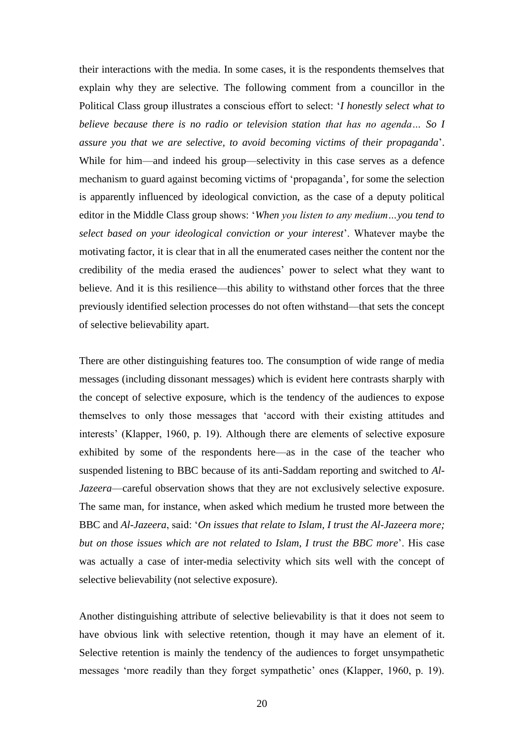their interactions with the media. In some cases, it is the respondents themselves that explain why they are selective. The following comment from a councillor in the Political Class group illustrates a conscious effort to select: '*I honestly select what to believe because there is no radio or television station that has no agenda… So I assure you that we are selective, to avoid becoming victims of their propaganda*'. While for him—and indeed his group—selectivity in this case serves as a defence mechanism to guard against becoming victims of 'propaganda', for some the selection is apparently influenced by ideological conviction, as the case of a deputy political editor in the Middle Class group shows: '*When you listen to any medium…you tend to select based on your ideological conviction or your interest*'. Whatever maybe the motivating factor, it is clear that in all the enumerated cases neither the content nor the credibility of the media erased the audiences' power to select what they want to believe. And it is this resilience—this ability to withstand other forces that the three previously identified selection processes do not often withstand—that sets the concept of selective believability apart.

There are other distinguishing features too. The consumption of wide range of media messages (including dissonant messages) which is evident here contrasts sharply with the concept of selective exposure, which is the tendency of the audiences to expose themselves to only those messages that 'accord with their existing attitudes and interests' (Klapper, 1960, p. 19). Although there are elements of selective exposure exhibited by some of the respondents here—as in the case of the teacher who suspended listening to BBC because of its anti-Saddam reporting and switched to *Al-Jazeera*—careful observation shows that they are not exclusively selective exposure. The same man, for instance, when asked which medium he trusted more between the BBC and *Al-Jazeera*, said: '*On issues that relate to Islam, I trust the Al-Jazeera more; but on those issues which are not related to Islam, I trust the BBC more*'. His case was actually a case of inter-media selectivity which sits well with the concept of selective believability (not selective exposure).

Another distinguishing attribute of selective believability is that it does not seem to have obvious link with selective retention, though it may have an element of it. Selective retention is mainly the tendency of the audiences to forget unsympathetic messages 'more readily than they forget sympathetic' ones (Klapper, 1960, p. 19).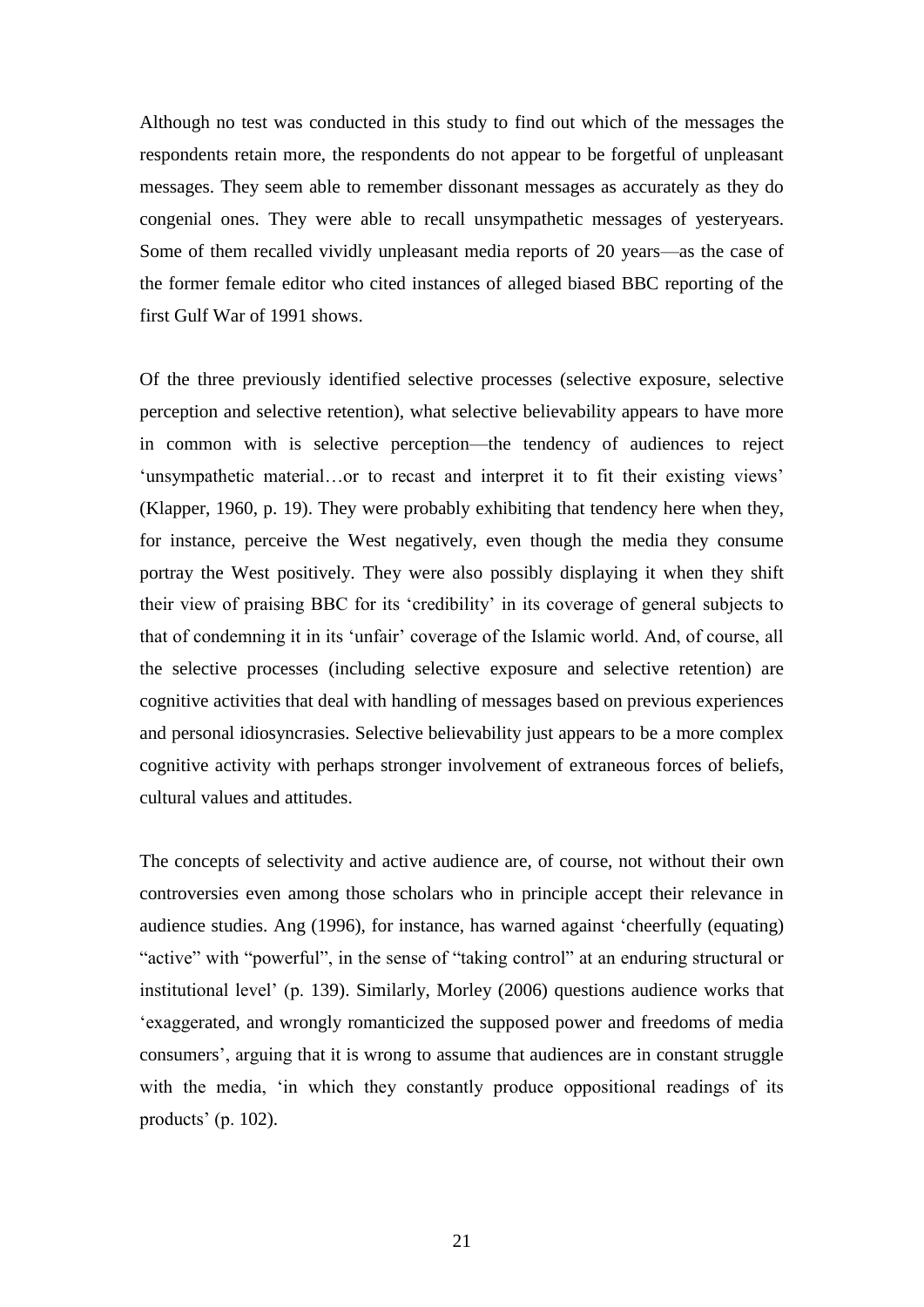Although no test was conducted in this study to find out which of the messages the respondents retain more, the respondents do not appear to be forgetful of unpleasant messages. They seem able to remember dissonant messages as accurately as they do congenial ones. They were able to recall unsympathetic messages of yesteryears. Some of them recalled vividly unpleasant media reports of 20 years—as the case of the former female editor who cited instances of alleged biased BBC reporting of the first Gulf War of 1991 shows.

Of the three previously identified selective processes (selective exposure, selective perception and selective retention), what selective believability appears to have more in common with is selective perception—the tendency of audiences to reject 'unsympathetic material…or to recast and interpret it to fit their existing views' (Klapper, 1960, p. 19). They were probably exhibiting that tendency here when they, for instance, perceive the West negatively, even though the media they consume portray the West positively. They were also possibly displaying it when they shift their view of praising BBC for its 'credibility' in its coverage of general subjects to that of condemning it in its 'unfair' coverage of the Islamic world. And, of course, all the selective processes (including selective exposure and selective retention) are cognitive activities that deal with handling of messages based on previous experiences and personal idiosyncrasies. Selective believability just appears to be a more complex cognitive activity with perhaps stronger involvement of extraneous forces of beliefs, cultural values and attitudes.

The concepts of selectivity and active audience are, of course, not without their own controversies even among those scholars who in principle accept their relevance in audience studies. Ang (1996), for instance, has warned against 'cheerfully (equating) "active" with "powerful", in the sense of "taking control" at an enduring structural or institutional level' (p. 139). Similarly, Morley (2006) questions audience works that 'exaggerated, and wrongly romanticized the supposed power and freedoms of media consumers', arguing that it is wrong to assume that audiences are in constant struggle with the media, 'in which they constantly produce oppositional readings of its products' (p. 102).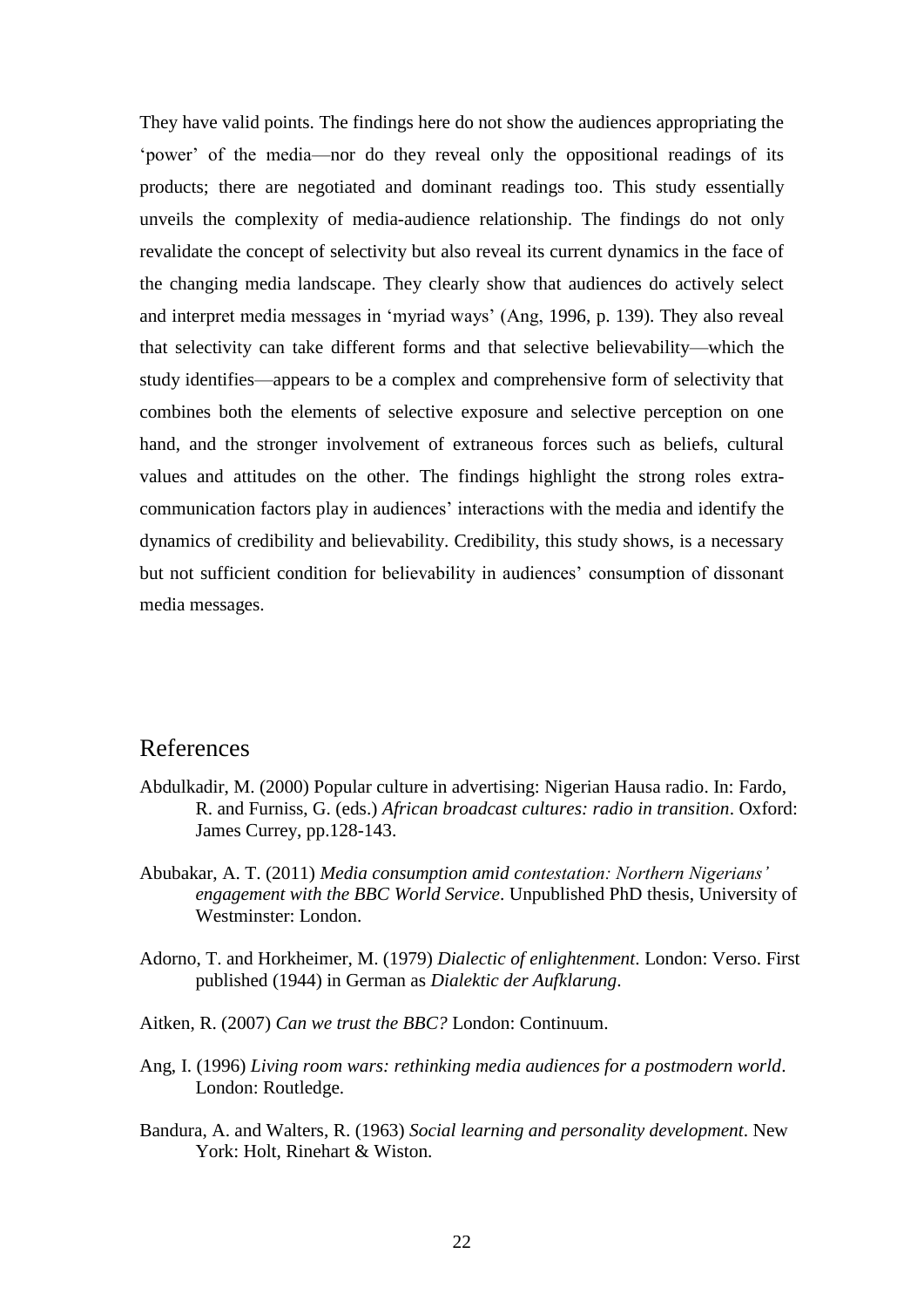They have valid points. The findings here do not show the audiences appropriating the 'power' of the media—nor do they reveal only the oppositional readings of its products; there are negotiated and dominant readings too. This study essentially unveils the complexity of media-audience relationship. The findings do not only revalidate the concept of selectivity but also reveal its current dynamics in the face of the changing media landscape. They clearly show that audiences do actively select and interpret media messages in 'myriad ways' (Ang, 1996, p. 139). They also reveal that selectivity can take different forms and that selective believability—which the study identifies—appears to be a complex and comprehensive form of selectivity that combines both the elements of selective exposure and selective perception on one hand, and the stronger involvement of extraneous forces such as beliefs, cultural values and attitudes on the other. The findings highlight the strong roles extra-communication factors play in audiences' interactions with the media and identify the dynamics of credibility and believability. Credibility, this study shows, is a necessary but not sufficient condition for believability in audiences' consumption of dissonant media messages.

## References

Abdulkadir, M. (2000) Popular culture in advertising: Nigerian Hausa radio. In: Fardo, R. and Furniss, G. (eds.) *African broadcast cultures: radio in transition*. Oxford: James Currey, pp.128-143.

Abubakar, A. T. (2011) *Media consumption amid contestation: Northern Nigerians' engagement with the BBC World Service*. Unpublished PhD thesis, University of Westminster: London.

Adorno, T. and Horkheimer, M. (1979) *Dialectic of enlightenment*. London: Verso. First published (1944) in German as *Dialektic der Aufklarung*.

Aitken, R. (2007) *Can we trust the BBC?* London: Continuum.

Ang, I. (1996) *Living room wars: rethinking media audiences for a postmodern world*. London: Routledge.

Bandura, A. and Walters, R. (1963) *Social learning and personality development*. New York: Holt, Rinehart & Wiston.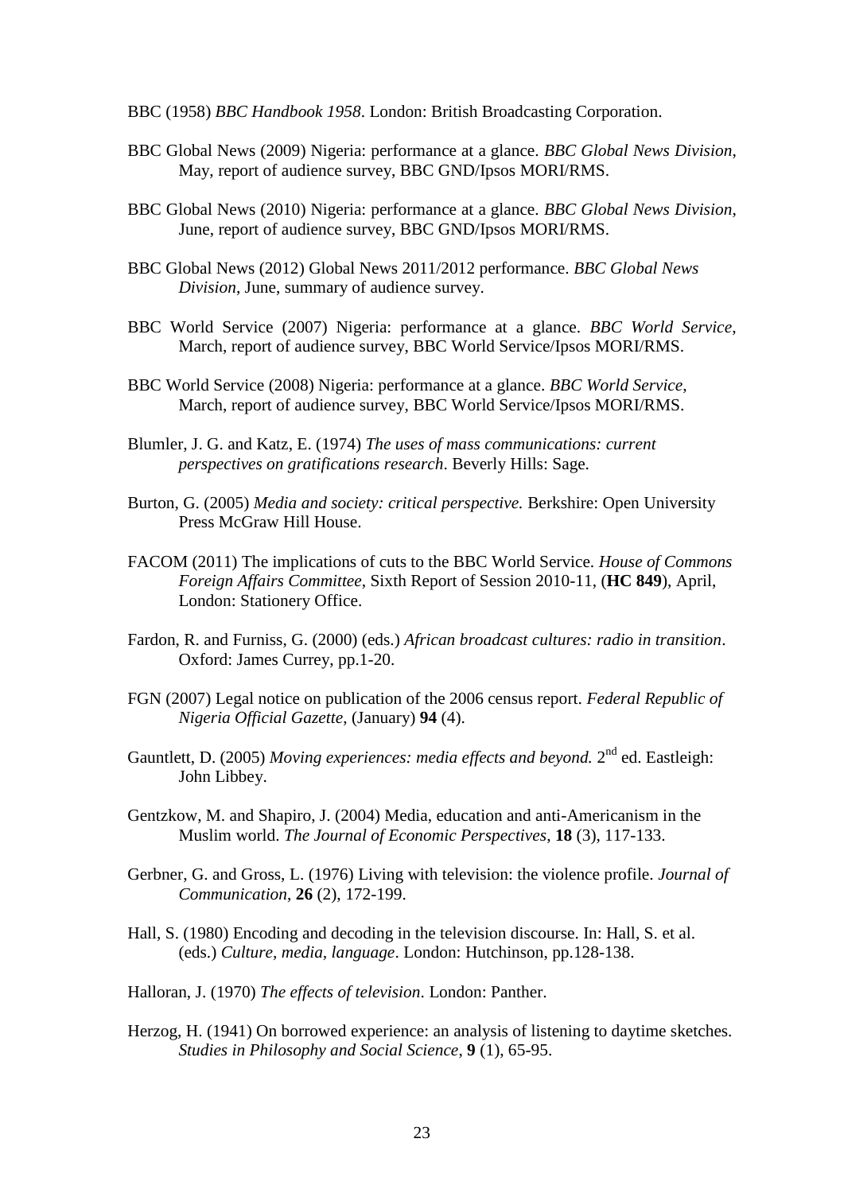BBC (1958) *BBC Handbook 1958*. London: British Broadcasting Corporation.

BBC Global News (2009) Nigeria: performance at a glance. *BBC Global News Division*, May, report of audience survey, BBC GND/Ipsos MORI/RMS.

BBC Global News (2010) Nigeria: performance at a glance. *BBC Global News Division*, June, report of audience survey, BBC GND/Ipsos MORI/RMS.

BBC Global News (2012) Global News 2011/2012 performance. *BBC Global News Division*, June, summary of audience survey.

BBC World Service (2007) Nigeria: performance at a glance. *BBC World Service*, March, report of audience survey, BBC World Service/Ipsos MORI/RMS.

BBC World Service (2008) Nigeria: performance at a glance. *BBC World Service*, March, report of audience survey, BBC World Service/Ipsos MORI/RMS.

Blumler, J. G. and Katz, E. (1974) *The uses of mass communications: current perspectives on gratifications research*. Beverly Hills: Sage.

Burton, G. (2005) *Media and society: critical perspective.* Berkshire: Open University Press McGraw Hill House.

FACOM (2011) The implications of cuts to the BBC World Service. *House of Commons Foreign Affairs Committee*, Sixth Report of Session 2010-11, (**HC 849**), April, London: Stationery Office.

Fardon, R. and Furniss, G. (2000) (eds.) *African broadcast cultures: radio in transition*. Oxford: James Currey, pp.1-20.

FGN (2007) Legal notice on publication of the 2006 census report. *Federal Republic of Nigeria Official Gazette*, (January) **94** (4).

Gauntlett, D. (2005) *Moving experiences: media effects and beyond.* 2nd ed. Eastleigh: John Libbey.

Gentzkow, M. and Shapiro, J. (2004) Media, education and anti-Americanism in the Muslim world. *The Journal of Economic Perspectives*, **18** (3), 117-133.

Gerbner, G. and Gross, L. (1976) Living with television: the violence profile. *Journal of Communication*, **26** (2), 172-199.

Hall, S. (1980) Encoding and decoding in the television discourse. In: Hall, S. et al. (eds.) *Culture, media, language*. London: Hutchinson, pp.128-138.

Halloran, J. (1970) *The effects of television*. London: Panther.

Herzog, H. (1941) On borrowed experience: an analysis of listening to daytime sketches. *Studies in Philosophy and Social Science*, **9** (1), 65-95.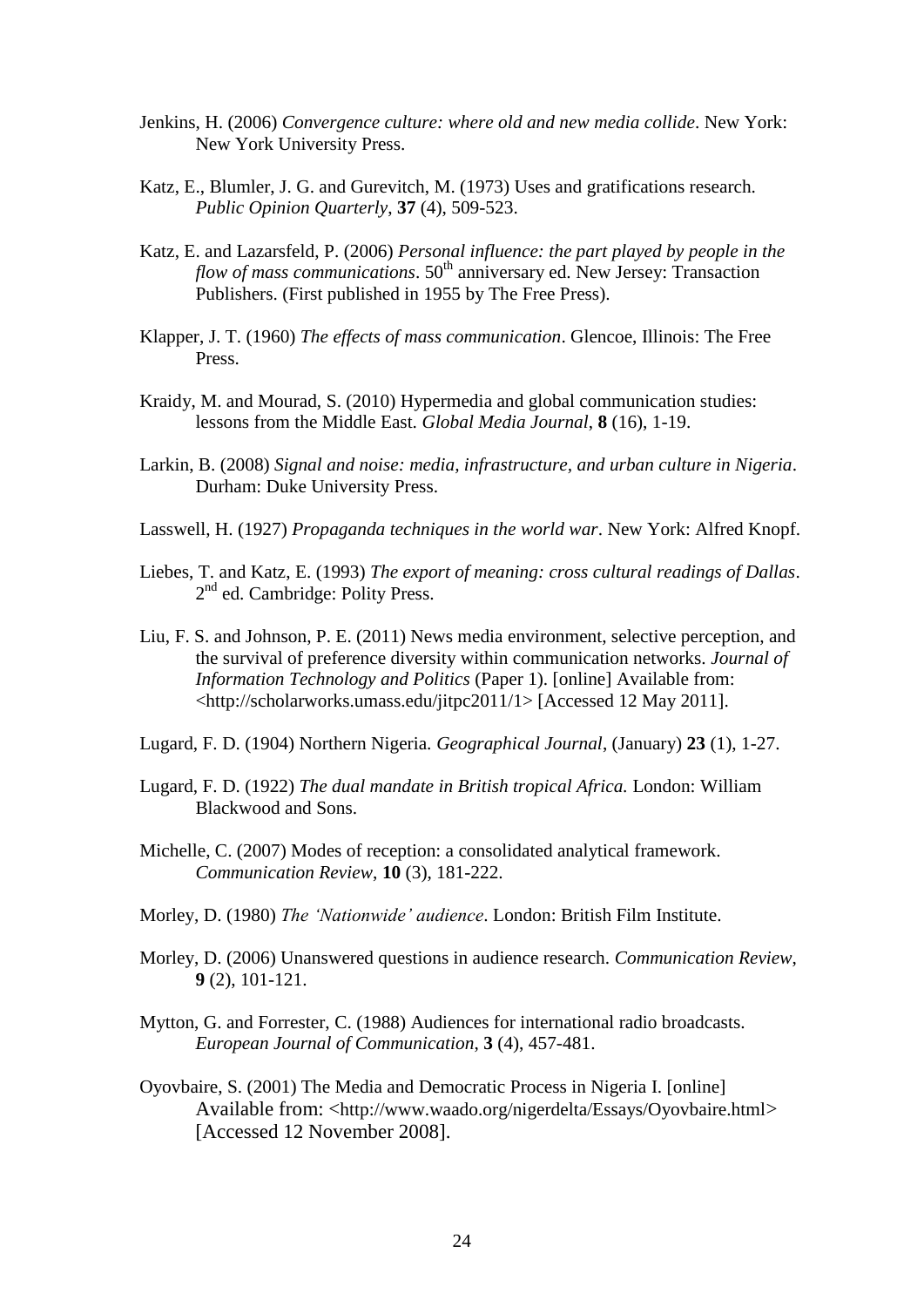Jenkins, H. (2006) *Convergence culture: where old and new media collide*. New York: New York University Press.

Katz, E., Blumler, J. G. and Gurevitch, M. (1973) Uses and gratifications research. *Public Opinion Quarterly*, **37** (4), 509-523.

Katz, E. and Lazarsfeld, P. (2006) *Personal influence: the part played by people in the flow of mass communications*. 50th anniversary ed. New Jersey: Transaction Publishers. (First published in 1955 by The Free Press).

Klapper, J. T. (1960) *The effects of mass communication*. Glencoe, Illinois: The Free Press.

Kraidy, M. and Mourad, S. (2010) Hypermedia and global communication studies: lessons from the Middle East. *Global Media Journal*, **8** (16), 1-19.

Larkin, B. (2008) *Signal and noise: media, infrastructure, and urban culture in Nigeria*. Durham: Duke University Press.

Lasswell, H. (1927) *Propaganda techniques in the world war*. New York: Alfred Knopf.

Liebes, T. and Katz, E. (1993) *The export of meaning: cross cultural readings of Dallas*. 2nd ed. Cambridge: Polity Press.

Liu, F. S. and Johnson, P. E. (2011) News media environment, selective perception, and the survival of preference diversity within communication networks. *Journal of Information Technology and Politics* (Paper 1). [online] Available from: <http://scholarworks.umass.edu/jitpc2011/1> [Accessed 12 May 2011].

Lugard, F. D. (1904) Northern Nigeria. *Geographical Journal*, (January) **23** (1), 1-27.

Lugard, F. D. (1922) *The dual mandate in British tropical Africa.* London: William Blackwood and Sons.

Michelle, C. (2007) Modes of reception: a consolidated analytical framework. *Communication Review*, **10** (3), 181-222.

Morley, D. (1980) *The 'Nationwide' audience*. London: British Film Institute.

Morley, D. (2006) Unanswered questions in audience research. *Communication Review*, **9** (2), 101-121.

Mytton, G. and Forrester, C. (1988) Audiences for international radio broadcasts. *European Journal of Communication*, **3** (4), 457-481.

Oyovbaire, S. (2001) The Media and Democratic Process in Nigeria I. [online] Available from: <http://www.waado.org/nigerdelta/Essays/Oyovbaire.html> [Accessed 12 November 2008].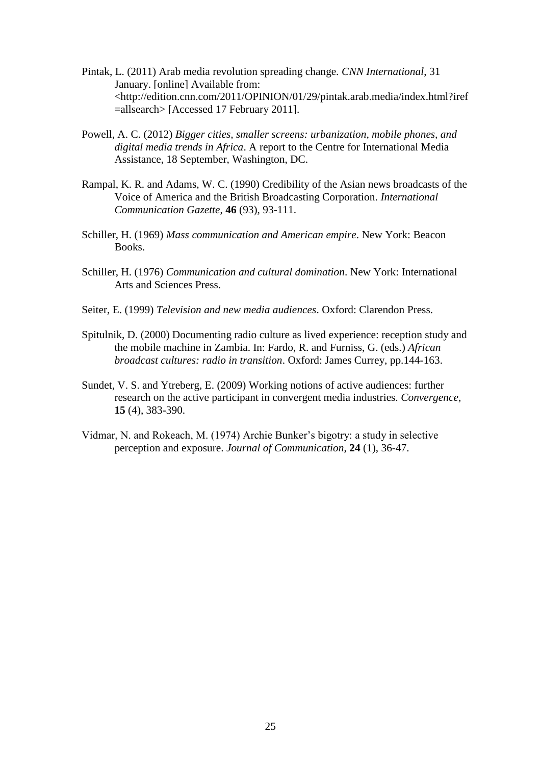Pintak, L. (2011) Arab media revolution spreading change. *CNN International*, 31 January. [online] Available from: <http://edition.cnn.com/2011/OPINION/01/29/pintak.arab.media/index.html?iref=allsearch> [Accessed 17 February 2011].

Powell, A. C. (2012) *Bigger cities, smaller screens: urbanization, mobile phones, and digital media trends in Africa*. A report to the Centre for International Media Assistance, 18 September, Washington, DC.

Rampal, K. R. and Adams, W. C. (1990) Credibility of the Asian news broadcasts of the Voice of America and the British Broadcasting Corporation. *International Communication Gazette*, **46** (93), 93-111.

Schiller, H. (1969) *Mass communication and American empire*. New York: Beacon Books.

Schiller, H. (1976) *Communication and cultural domination*. New York: International Arts and Sciences Press.

Seiter, E. (1999) *Television and new media audiences*. Oxford: Clarendon Press.

Spitulnik, D. (2000) Documenting radio culture as lived experience: reception study and the mobile machine in Zambia. In: Fardo, R. and Furniss, G. (eds.) *African broadcast cultures: radio in transition*. Oxford: James Currey, pp.144-163.

Sundet, V. S. and Ytreberg, E. (2009) Working notions of active audiences: further research on the active participant in convergent media industries. *Convergence*, **15** (4), 383-390.

Vidmar, N. and Rokeach, M. (1974) Archie Bunker's bigotry: a study in selective perception and exposure. *Journal of Communication*, **24** (1), 36-47.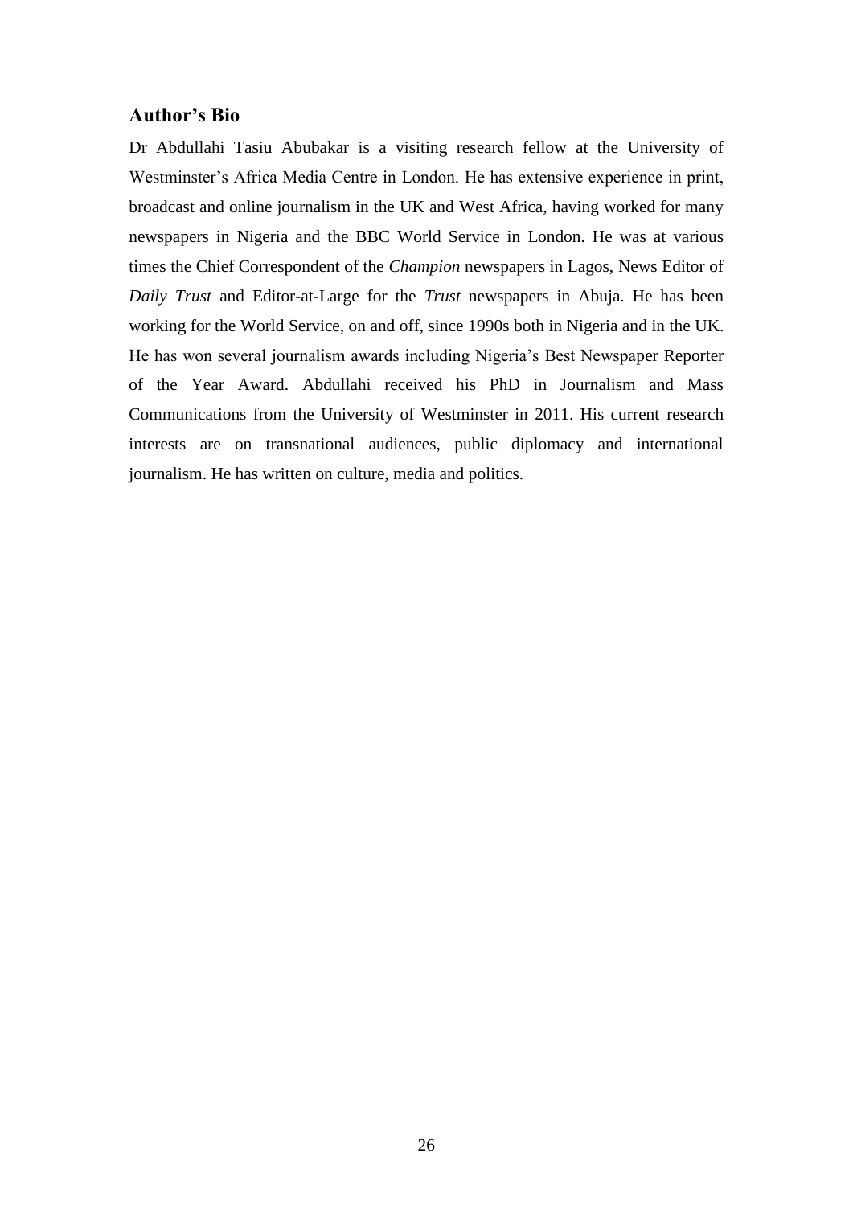## Author's Bio

Dr Abdullahi Tasiu Abubakar is a visiting research fellow at the University of Westminster's Africa Media Centre in London. He has extensive experience in print, broadcast and online journalism in the UK and West Africa, having worked for many newspapers in Nigeria and the BBC World Service in London. He was at various times the Chief Correspondent of the *Champion* newspapers in Lagos, News Editor of *Daily Trust* and Editor-at-Large for the *Trust* newspapers in Abuja. He has been working for the World Service, on and off, since 1990s both in Nigeria and in the UK. He has won several journalism awards including Nigeria's Best Newspaper Reporter of the Year Award. Abdullahi received his PhD in Journalism and Mass Communications from the University of Westminster in 2011. His current research interests are on transnational audiences, public diplomacy and international journalism. He has written on culture, media and politics.